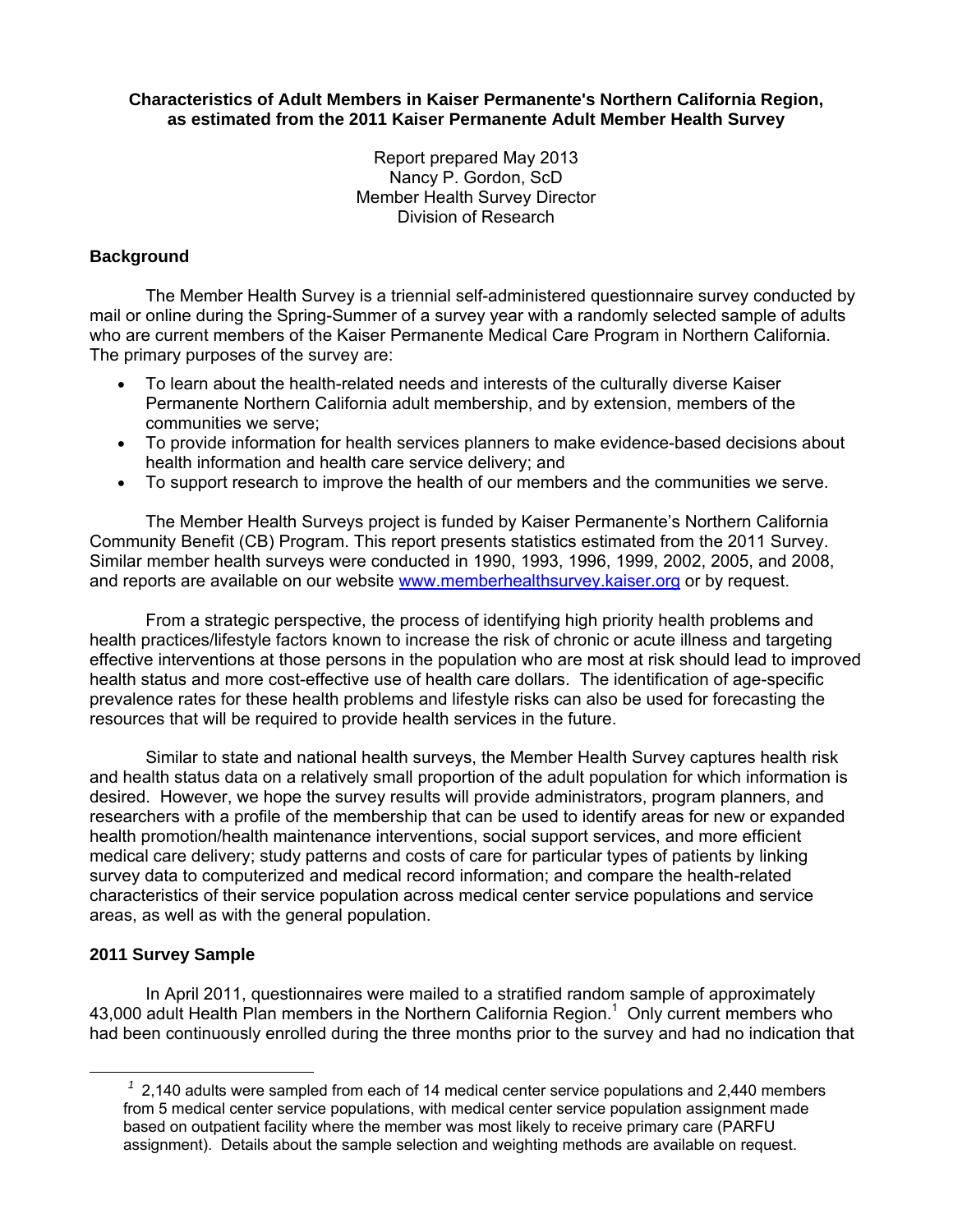**Characteristics of Adult Members in Kaiser Permanente's Northern California Region, as estimated from the 2011 Kaiser Permanente Adult Member Health Survey**

Report prepared May 2013
Nancy P. Gordon, ScD
Member Health Survey Director
Division of Research

## Background

The Member Health Survey is a triennial self-administered questionnaire survey conducted by mail or online during the Spring-Summer of a survey year with a randomly selected sample of adults who are current members of the Kaiser Permanente Medical Care Program in Northern California. The primary purposes of the survey are:

- To learn about the health-related needs and interests of the culturally diverse Kaiser Permanente Northern California adult membership, and by extension, members of the communities we serve;
- To provide information for health services planners to make evidence-based decisions about health information and health care service delivery; and
- To support research to improve the health of our members and the communities we serve.

The Member Health Surveys project is funded by Kaiser Permanente's Northern California Community Benefit (CB) Program. This report presents statistics estimated from the 2011 Survey. Similar member health surveys were conducted in 1990, 1993, 1996, 1999, 2002, 2005, and 2008, and reports are available on our website www.memberhealthsurvey.kaiser.org or by request.

From a strategic perspective, the process of identifying high priority health problems and health practices/lifestyle factors known to increase the risk of chronic or acute illness and targeting effective interventions at those persons in the population who are most at risk should lead to improved health status and more cost-effective use of health care dollars. The identification of age-specific prevalence rates for these health problems and lifestyle risks can also be used for forecasting the resources that will be required to provide health services in the future.

Similar to state and national health surveys, the Member Health Survey captures health risk and health status data on a relatively small proportion of the adult population for which information is desired. However, we hope the survey results will provide administrators, program planners, and researchers with a profile of the membership that can be used to identify areas for new or expanded health promotion/health maintenance interventions, social support services, and more efficient medical care delivery; study patterns and costs of care for particular types of patients by linking survey data to computerized and medical record information; and compare the health-related characteristics of their service population across medical center service populations and service areas, as well as with the general population.

## 2011 Survey Sample

In April 2011, questionnaires were mailed to a stratified random sample of approximately 43,000 adult Health Plan members in the Northern California Region.[1] Only current members who had been continuously enrolled during the three months prior to the survey and had no indication that

[1] 2,140 adults were sampled from each of 14 medical center service populations and 2,440 members from 5 medical center service populations, with medical center service population assignment made based on outpatient facility where the member was most likely to receive primary care (PARFU assignment). Details about the sample selection and weighting methods are available on request.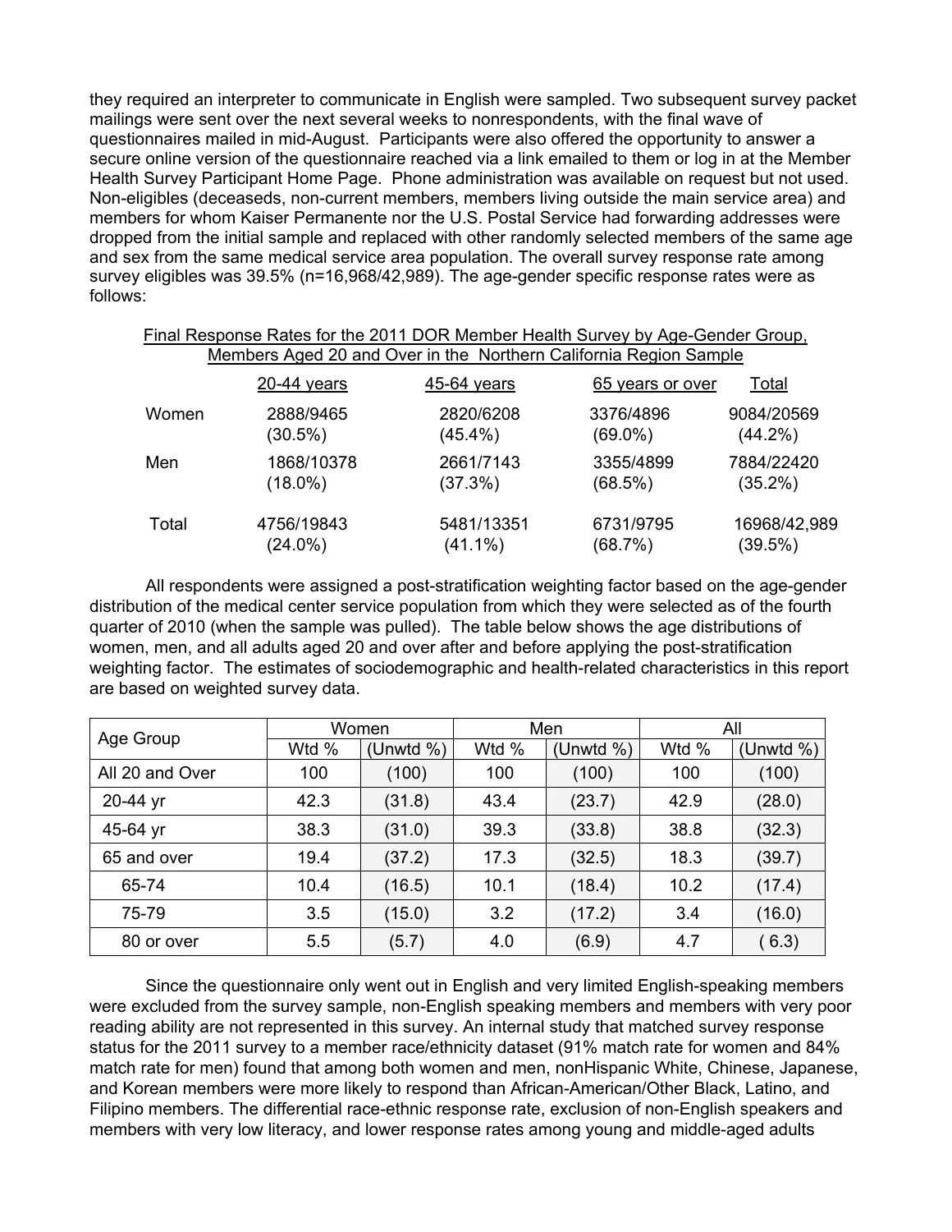they required an interpreter to communicate in English were sampled. Two subsequent survey packet mailings were sent over the next several weeks to nonrespondents, with the final wave of questionnaires mailed in mid-August. Participants were also offered the opportunity to answer a secure online version of the questionnaire reached via a link emailed to them or log in at the Member Health Survey Participant Home Page. Phone administration was available on request but not used. Non-eligibles (deceaseds, non-current members, members living outside the main service area) and members for whom Kaiser Permanente nor the U.S. Postal Service had forwarding addresses were dropped from the initial sample and replaced with other randomly selected members of the same age and sex from the same medical service area population. The overall survey response rate among survey eligibles was 39.5% (n=16,968/42,989). The age-gender specific response rates were as follows:

Final Response Rates for the 2011 DOR Member Health Survey by Age-Gender Group, Members Aged 20 and Over in the Northern California Region Sample

| | 20-44 years | 45-64 years | 65 years or over | Total |
|---|---|---|---|---|
| Women | 2888/9465 (30.5%) | 2820/6208 (45.4%) | 3376/4896 (69.0%) | 9084/20569 (44.2%) |
| Men | 1868/10378 (18.0%) | 2661/7143 (37.3%) | 3355/4899 (68.5%) | 7884/22420 (35.2%) |
| Total | 4756/19843 (24.0%) | 5481/13351 (41.1%) | 6731/9795 (68.7%) | 16968/42,989 (39.5%) |

All respondents were assigned a post-stratification weighting factor based on the age-gender distribution of the medical center service population from which they were selected as of the fourth quarter of 2010 (when the sample was pulled). The table below shows the age distributions of women, men, and all adults aged 20 and over after and before applying the post-stratification weighting factor. The estimates of sociodemographic and health-related characteristics in this report are based on weighted survey data.

| Age Group | Women | | Men | | All | |
|---|---|---|---|---|---|---|
| | Wtd % | (Unwtd %) | Wtd % | (Unwtd %) | Wtd % | (Unwtd %) |
| All 20 and Over | 100 | (100) | 100 | (100) | 100 | (100) |
| 20-44 yr | 42.3 | (31.8) | 43.4 | (23.7) | 42.9 | (28.0) |
| 45-64 yr | 38.3 | (31.0) | 39.3 | (33.8) | 38.8 | (32.3) |
| 65 and over | 19.4 | (37.2) | 17.3 | (32.5) | 18.3 | (39.7) |
| 65-74 | 10.4 | (16.5) | 10.1 | (18.4) | 10.2 | (17.4) |
| 75-79 | 3.5 | (15.0) | 3.2 | (17.2) | 3.4 | (16.0) |
| 80 or over | 5.5 | (5.7) | 4.0 | (6.9) | 4.7 | ( 6.3) |

Since the questionnaire only went out in English and very limited English-speaking members were excluded from the survey sample, non-English speaking members and members with very poor reading ability are not represented in this survey. An internal study that matched survey response status for the 2011 survey to a member race/ethnicity dataset (91% match rate for women and 84% match rate for men) found that among both women and men, nonHispanic White, Chinese, Japanese, and Korean members were more likely to respond than African-American/Other Black, Latino, and Filipino members. The differential race-ethnic response rate, exclusion of non-English speakers and members with very low literacy, and lower response rates among young and middle-aged adults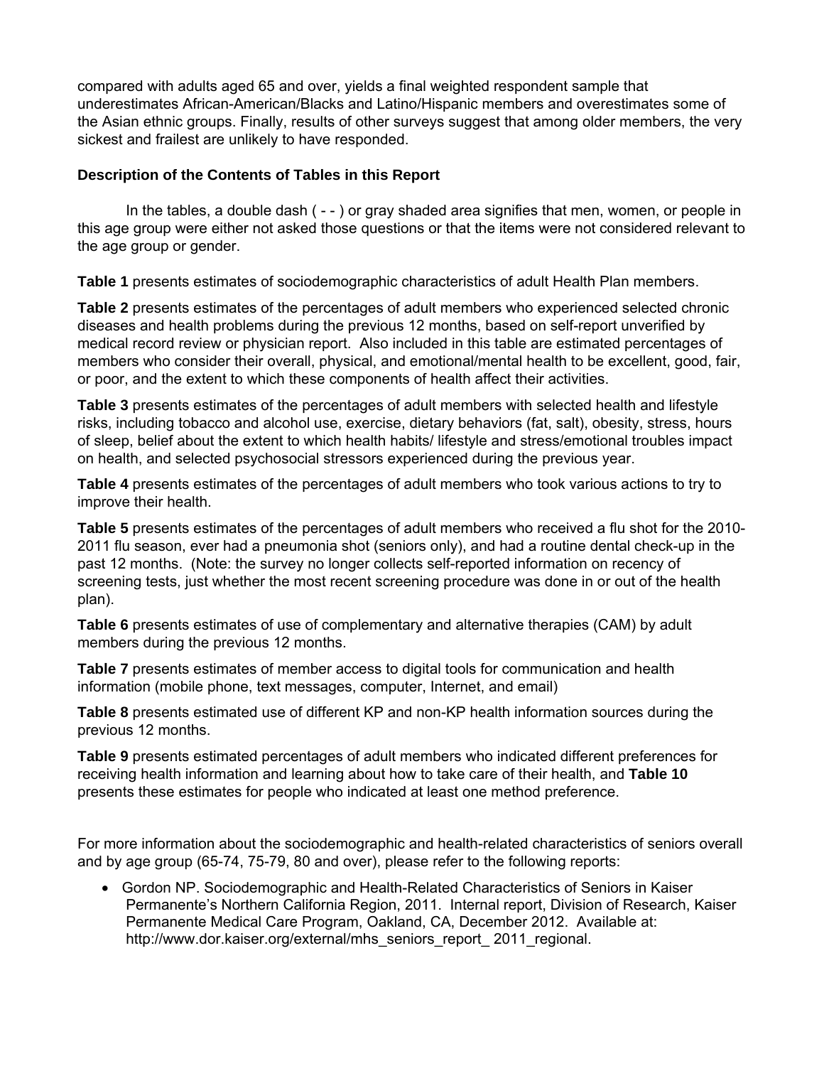compared with adults aged 65 and over, yields a final weighted respondent sample that underestimates African-American/Blacks and Latino/Hispanic members and overestimates some of the Asian ethnic groups. Finally, results of other surveys suggest that among older members, the very sickest and frailest are unlikely to have responded.

### Description of the Contents of Tables in this Report

In the tables, a double dash ( - - ) or gray shaded area signifies that men, women, or people in this age group were either not asked those questions or that the items were not considered relevant to the age group or gender.

**Table 1** presents estimates of sociodemographic characteristics of adult Health Plan members.

**Table 2** presents estimates of the percentages of adult members who experienced selected chronic diseases and health problems during the previous 12 months, based on self-report unverified by medical record review or physician report. Also included in this table are estimated percentages of members who consider their overall, physical, and emotional/mental health to be excellent, good, fair, or poor, and the extent to which these components of health affect their activities.

**Table 3** presents estimates of the percentages of adult members with selected health and lifestyle risks, including tobacco and alcohol use, exercise, dietary behaviors (fat, salt), obesity, stress, hours of sleep, belief about the extent to which health habits/ lifestyle and stress/emotional troubles impact on health, and selected psychosocial stressors experienced during the previous year.

**Table 4** presents estimates of the percentages of adult members who took various actions to try to improve their health.

**Table 5** presents estimates of the percentages of adult members who received a flu shot for the 2010-2011 flu season, ever had a pneumonia shot (seniors only), and had a routine dental check-up in the past 12 months. (Note: the survey no longer collects self-reported information on recency of screening tests, just whether the most recent screening procedure was done in or out of the health plan).

**Table 6** presents estimates of use of complementary and alternative therapies (CAM) by adult members during the previous 12 months.

**Table 7** presents estimates of member access to digital tools for communication and health information (mobile phone, text messages, computer, Internet, and email)

**Table 8** presents estimated use of different KP and non-KP health information sources during the previous 12 months.

**Table 9** presents estimated percentages of adult members who indicated different preferences for receiving health information and learning about how to take care of their health, and **Table 10** presents these estimates for people who indicated at least one method preference.

For more information about the sociodemographic and health-related characteristics of seniors overall and by age group (65-74, 75-79, 80 and over), please refer to the following reports:

- Gordon NP. Sociodemographic and Health-Related Characteristics of Seniors in Kaiser Permanente's Northern California Region, 2011. Internal report, Division of Research, Kaiser Permanente Medical Care Program, Oakland, CA, December 2012. Available at: http://www.dor.kaiser.org/external/mhs_seniors_report_ 2011_regional.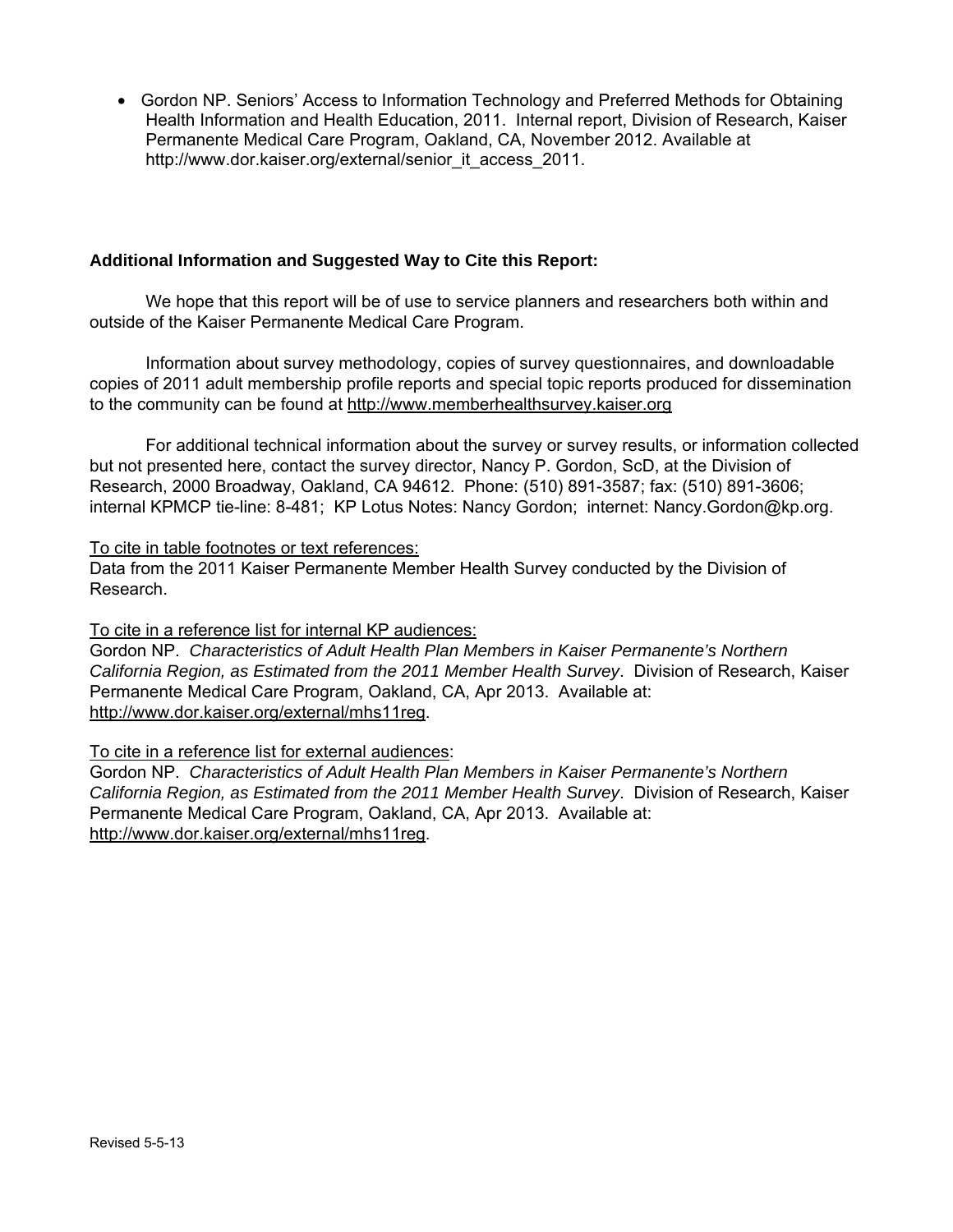- Gordon NP. Seniors' Access to Information Technology and Preferred Methods for Obtaining Health Information and Health Education, 2011. Internal report, Division of Research, Kaiser Permanente Medical Care Program, Oakland, CA, November 2012. Available at http://www.dor.kaiser.org/external/senior_it_access_2011.

**Additional Information and Suggested Way to Cite this Report:**

We hope that this report will be of use to service planners and researchers both within and outside of the Kaiser Permanente Medical Care Program.

Information about survey methodology, copies of survey questionnaires, and downloadable copies of 2011 adult membership profile reports and special topic reports produced for dissemination to the community can be found at http://www.memberhealthsurvey.kaiser.org

For additional technical information about the survey or survey results, or information collected but not presented here, contact the survey director, Nancy P. Gordon, ScD, at the Division of Research, 2000 Broadway, Oakland, CA 94612. Phone: (510) 891-3587; fax: (510) 891-3606; internal KPMCP tie-line: 8-481; KP Lotus Notes: Nancy Gordon; internet: Nancy.Gordon@kp.org.

To cite in table footnotes or text references:
Data from the 2011 Kaiser Permanente Member Health Survey conducted by the Division of Research.

To cite in a reference list for internal KP audiences:
Gordon NP. *Characteristics of Adult Health Plan Members in Kaiser Permanente's Northern California Region, as Estimated from the 2011 Member Health Survey*. Division of Research, Kaiser Permanente Medical Care Program, Oakland, CA, Apr 2013. Available at: http://www.dor.kaiser.org/external/mhs11reg.

To cite in a reference list for external audiences:
Gordon NP. *Characteristics of Adult Health Plan Members in Kaiser Permanente's Northern California Region, as Estimated from the 2011 Member Health Survey*. Division of Research, Kaiser Permanente Medical Care Program, Oakland, CA, Apr 2013. Available at: http://www.dor.kaiser.org/external/mhs11reg.

Revised 5-5-13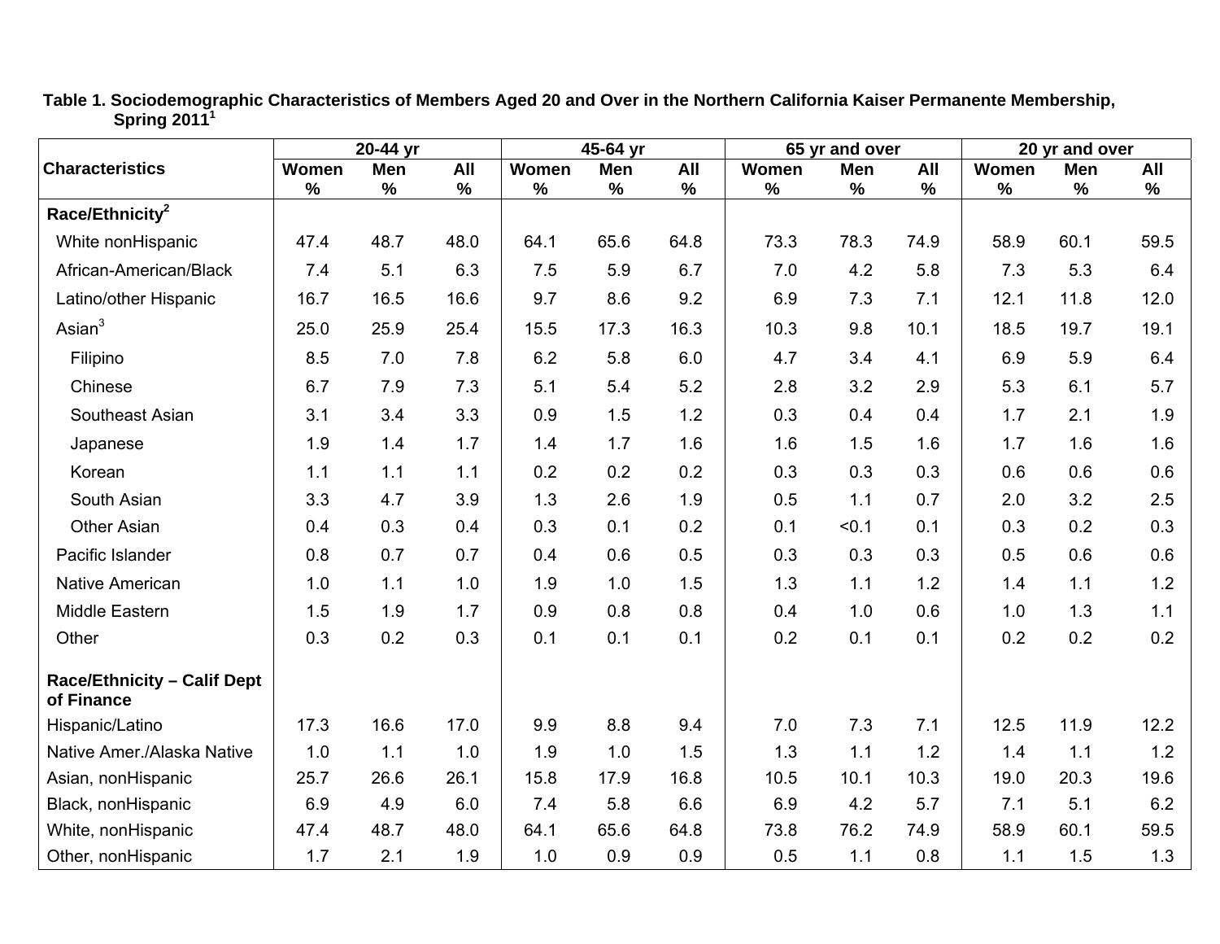**Table 1. Sociodemographic Characteristics of Members Aged 20 and Over in the Northern California Kaiser Permanente Membership, Spring 2011[1]**

| Characteristics | 20-44 yr | | | 45-64 yr | | | 65 yr and over | | | 20 yr and over | | |
|---|---|---|---|---|---|---|---|---|---|---|---|---|
| | Women % | Men % | All % | Women % | Men % | All % | Women % | Men % | All % | Women % | Men % | All % |
| **Race/Ethnicity[2]** | | | | | | | | | | | | |
| White nonHispanic | 47.4 | 48.7 | 48.0 | 64.1 | 65.6 | 64.8 | 73.3 | 78.3 | 74.9 | 58.9 | 60.1 | 59.5 |
| African-American/Black | 7.4 | 5.1 | 6.3 | 7.5 | 5.9 | 6.7 | 7.0 | 4.2 | 5.8 | 7.3 | 5.3 | 6.4 |
| Latino/other Hispanic | 16.7 | 16.5 | 16.6 | 9.7 | 8.6 | 9.2 | 6.9 | 7.3 | 7.1 | 12.1 | 11.8 | 12.0 |
| Asian[3] | 25.0 | 25.9 | 25.4 | 15.5 | 17.3 | 16.3 | 10.3 | 9.8 | 10.1 | 18.5 | 19.7 | 19.1 |
| Filipino | 8.5 | 7.0 | 7.8 | 6.2 | 5.8 | 6.0 | 4.7 | 3.4 | 4.1 | 6.9 | 5.9 | 6.4 |
| Chinese | 6.7 | 7.9 | 7.3 | 5.1 | 5.4 | 5.2 | 2.8 | 3.2 | 2.9 | 5.3 | 6.1 | 5.7 |
| Southeast Asian | 3.1 | 3.4 | 3.3 | 0.9 | 1.5 | 1.2 | 0.3 | 0.4 | 0.4 | 1.7 | 2.1 | 1.9 |
| Japanese | 1.9 | 1.4 | 1.7 | 1.4 | 1.7 | 1.6 | 1.6 | 1.5 | 1.6 | 1.7 | 1.6 | 1.6 |
| Korean | 1.1 | 1.1 | 1.1 | 0.2 | 0.2 | 0.2 | 0.3 | 0.3 | 0.3 | 0.6 | 0.6 | 0.6 |
| South Asian | 3.3 | 4.7 | 3.9 | 1.3 | 2.6 | 1.9 | 0.5 | 1.1 | 0.7 | 2.0 | 3.2 | 2.5 |
| Other Asian | 0.4 | 0.3 | 0.4 | 0.3 | 0.1 | 0.2 | 0.1 | <0.1 | 0.1 | 0.3 | 0.2 | 0.3 |
| Pacific Islander | 0.8 | 0.7 | 0.7 | 0.4 | 0.6 | 0.5 | 0.3 | 0.3 | 0.3 | 0.5 | 0.6 | 0.6 |
| Native American | 1.0 | 1.1 | 1.0 | 1.9 | 1.0 | 1.5 | 1.3 | 1.1 | 1.2 | 1.4 | 1.1 | 1.2 |
| Middle Eastern | 1.5 | 1.9 | 1.7 | 0.9 | 0.8 | 0.8 | 0.4 | 1.0 | 0.6 | 1.0 | 1.3 | 1.1 |
| Other | 0.3 | 0.2 | 0.3 | 0.1 | 0.1 | 0.1 | 0.2 | 0.1 | 0.1 | 0.2 | 0.2 | 0.2 |
| **Race/Ethnicity – Calif Dept of Finance** | | | | | | | | | | | | |
| Hispanic/Latino | 17.3 | 16.6 | 17.0 | 9.9 | 8.8 | 9.4 | 7.0 | 7.3 | 7.1 | 12.5 | 11.9 | 12.2 |
| Native Amer./Alaska Native | 1.0 | 1.1 | 1.0 | 1.9 | 1.0 | 1.5 | 1.3 | 1.1 | 1.2 | 1.4 | 1.1 | 1.2 |
| Asian, nonHispanic | 25.7 | 26.6 | 26.1 | 15.8 | 17.9 | 16.8 | 10.5 | 10.1 | 10.3 | 19.0 | 20.3 | 19.6 |
| Black, nonHispanic | 6.9 | 4.9 | 6.0 | 7.4 | 5.8 | 6.6 | 6.9 | 4.2 | 5.7 | 7.1 | 5.1 | 6.2 |
| White, nonHispanic | 47.4 | 48.7 | 48.0 | 64.1 | 65.6 | 64.8 | 73.8 | 76.2 | 74.9 | 58.9 | 60.1 | 59.5 |
| Other, nonHispanic | 1.7 | 2.1 | 1.9 | 1.0 | 0.9 | 0.9 | 0.5 | 1.1 | 0.8 | 1.1 | 1.5 | 1.3 |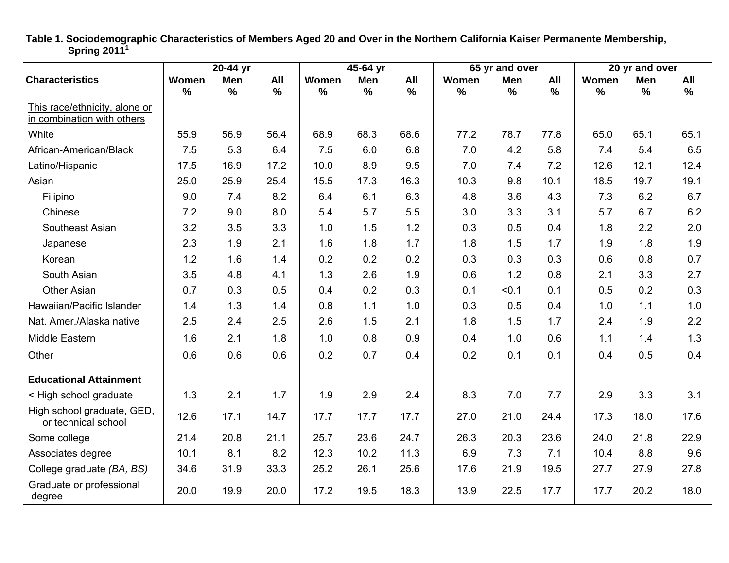**Table 1. Sociodemographic Characteristics of Members Aged 20 and Over in the Northern California Kaiser Permanente Membership, Spring 2011[1]**

| Characteristics | 20-44 yr | | | 45-64 yr | | | 65 yr and over | | | 20 yr and over | | |
|---|---|---|---|---|---|---|---|---|---|---|---|---|
| | Women % | Men % | All % | Women % | Men % | All % | Women % | Men % | All % | Women % | Men % | All % |
| This race/ethnicity, alone or in combination with others | | | | | | | | | | | | |
| White | 55.9 | 56.9 | 56.4 | 68.9 | 68.3 | 68.6 | 77.2 | 78.7 | 77.8 | 65.0 | 65.1 | 65.1 |
| African-American/Black | 7.5 | 5.3 | 6.4 | 7.5 | 6.0 | 6.8 | 7.0 | 4.2 | 5.8 | 7.4 | 5.4 | 6.5 |
| Latino/Hispanic | 17.5 | 16.9 | 17.2 | 10.0 | 8.9 | 9.5 | 7.0 | 7.4 | 7.2 | 12.6 | 12.1 | 12.4 |
| Asian | 25.0 | 25.9 | 25.4 | 15.5 | 17.3 | 16.3 | 10.3 | 9.8 | 10.1 | 18.5 | 19.7 | 19.1 |
| Filipino | 9.0 | 7.4 | 8.2 | 6.4 | 6.1 | 6.3 | 4.8 | 3.6 | 4.3 | 7.3 | 6.2 | 6.7 |
| Chinese | 7.2 | 9.0 | 8.0 | 5.4 | 5.7 | 5.5 | 3.0 | 3.3 | 3.1 | 5.7 | 6.7 | 6.2 |
| Southeast Asian | 3.2 | 3.5 | 3.3 | 1.0 | 1.5 | 1.2 | 0.3 | 0.5 | 0.4 | 1.8 | 2.2 | 2.0 |
| Japanese | 2.3 | 1.9 | 2.1 | 1.6 | 1.8 | 1.7 | 1.8 | 1.5 | 1.7 | 1.9 | 1.8 | 1.9 |
| Korean | 1.2 | 1.6 | 1.4 | 0.2 | 0.2 | 0.2 | 0.3 | 0.3 | 0.3 | 0.6 | 0.8 | 0.7 |
| South Asian | 3.5 | 4.8 | 4.1 | 1.3 | 2.6 | 1.9 | 0.6 | 1.2 | 0.8 | 2.1 | 3.3 | 2.7 |
| Other Asian | 0.7 | 0.3 | 0.5 | 0.4 | 0.2 | 0.3 | 0.1 | <0.1 | 0.1 | 0.5 | 0.2 | 0.3 |
| Hawaiian/Pacific Islander | 1.4 | 1.3 | 1.4 | 0.8 | 1.1 | 1.0 | 0.3 | 0.5 | 0.4 | 1.0 | 1.1 | 1.0 |
| Nat. Amer./Alaska native | 2.5 | 2.4 | 2.5 | 2.6 | 1.5 | 2.1 | 1.8 | 1.5 | 1.7 | 2.4 | 1.9 | 2.2 |
| Middle Eastern | 1.6 | 2.1 | 1.8 | 1.0 | 0.8 | 0.9 | 0.4 | 1.0 | 0.6 | 1.1 | 1.4 | 1.3 |
| Other | 0.6 | 0.6 | 0.6 | 0.2 | 0.7 | 0.4 | 0.2 | 0.1 | 0.1 | 0.4 | 0.5 | 0.4 |
| **Educational Attainment** | | | | | | | | | | | | |
| < High school graduate | 1.3 | 2.1 | 1.7 | 1.9 | 2.9 | 2.4 | 8.3 | 7.0 | 7.7 | 2.9 | 3.3 | 3.1 |
| High school graduate, GED, or technical school | 12.6 | 17.1 | 14.7 | 17.7 | 17.7 | 17.7 | 27.0 | 21.0 | 24.4 | 17.3 | 18.0 | 17.6 |
| Some college | 21.4 | 20.8 | 21.1 | 25.7 | 23.6 | 24.7 | 26.3 | 20.3 | 23.6 | 24.0 | 21.8 | 22.9 |
| Associates degree | 10.1 | 8.1 | 8.2 | 12.3 | 10.2 | 11.3 | 6.9 | 7.3 | 7.1 | 10.4 | 8.8 | 9.6 |
| College graduate *(BA, BS)* | 34.6 | 31.9 | 33.3 | 25.2 | 26.1 | 25.6 | 17.6 | 21.9 | 19.5 | 27.7 | 27.9 | 27.8 |
| Graduate or professional degree | 20.0 | 19.9 | 20.0 | 17.2 | 19.5 | 18.3 | 13.9 | 22.5 | 17.7 | 17.7 | 20.2 | 18.0 |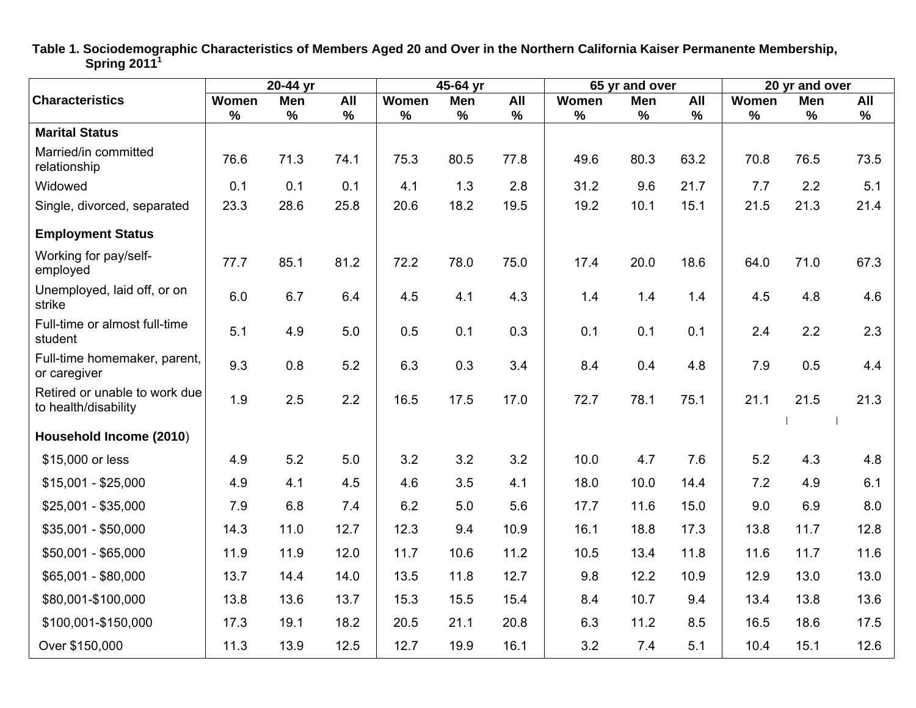**Table 1. Sociodemographic Characteristics of Members Aged 20 and Over in the Northern California Kaiser Permanente Membership, Spring 2011[1]**

| Characteristics | 20-44 yr | | | 45-64 yr | | | 65 yr and over | | | 20 yr and over | | |
|---|---|---|---|---|---|---|---|---|---|---|---|---|
| | Women % | Men % | All % | Women % | Men % | All % | Women % | Men % | All % | Women % | Men % | All % |
| **Marital Status** | | | | | | | | | | | | |
| Married/in committed relationship | 76.6 | 71.3 | 74.1 | 75.3 | 80.5 | 77.8 | 49.6 | 80.3 | 63.2 | 70.8 | 76.5 | 73.5 |
| Widowed | 0.1 | 0.1 | 0.1 | 4.1 | 1.3 | 2.8 | 31.2 | 9.6 | 21.7 | 7.7 | 2.2 | 5.1 |
| Single, divorced, separated | 23.3 | 28.6 | 25.8 | 20.6 | 18.2 | 19.5 | 19.2 | 10.1 | 15.1 | 21.5 | 21.3 | 21.4 |
| **Employment Status** | | | | | | | | | | | | |
| Working for pay/self-employed | 77.7 | 85.1 | 81.2 | 72.2 | 78.0 | 75.0 | 17.4 | 20.0 | 18.6 | 64.0 | 71.0 | 67.3 |
| Unemployed, laid off, or on strike | 6.0 | 6.7 | 6.4 | 4.5 | 4.1 | 4.3 | 1.4 | 1.4 | 1.4 | 4.5 | 4.8 | 4.6 |
| Full-time or almost full-time student | 5.1 | 4.9 | 5.0 | 0.5 | 0.1 | 0.3 | 0.1 | 0.1 | 0.1 | 2.4 | 2.2 | 2.3 |
| Full-time homemaker, parent, or caregiver | 9.3 | 0.8 | 5.2 | 6.3 | 0.3 | 3.4 | 8.4 | 0.4 | 4.8 | 7.9 | 0.5 | 4.4 |
| Retired or unable to work due to health/disability | 1.9 | 2.5 | 2.2 | 16.5 | 17.5 | 17.0 | 72.7 | 78.1 | 75.1 | 21.1 | 21.5 | 21.3 |
| **Household Income (2010)** | | | | | | | | | | | | |
| $15,000 or less | 4.9 | 5.2 | 5.0 | 3.2 | 3.2 | 3.2 | 10.0 | 4.7 | 7.6 | 5.2 | 4.3 | 4.8 |
| $15,001 - $25,000 | 4.9 | 4.1 | 4.5 | 4.6 | 3.5 | 4.1 | 18.0 | 10.0 | 14.4 | 7.2 | 4.9 | 6.1 |
| $25,001 - $35,000 | 7.9 | 6.8 | 7.4 | 6.2 | 5.0 | 5.6 | 17.7 | 11.6 | 15.0 | 9.0 | 6.9 | 8.0 |
| $35,001 - $50,000 | 14.3 | 11.0 | 12.7 | 12.3 | 9.4 | 10.9 | 16.1 | 18.8 | 17.3 | 13.8 | 11.7 | 12.8 |
| $50,001 - $65,000 | 11.9 | 11.9 | 12.0 | 11.7 | 10.6 | 11.2 | 10.5 | 13.4 | 11.8 | 11.6 | 11.7 | 11.6 |
| $65,001 - $80,000 | 13.7 | 14.4 | 14.0 | 13.5 | 11.8 | 12.7 | 9.8 | 12.2 | 10.9 | 12.9 | 13.0 | 13.0 |
| $80,001-$100,000 | 13.8 | 13.6 | 13.7 | 15.3 | 15.5 | 15.4 | 8.4 | 10.7 | 9.4 | 13.4 | 13.8 | 13.6 |
| $100,001-$150,000 | 17.3 | 19.1 | 18.2 | 20.5 | 21.1 | 20.8 | 6.3 | 11.2 | 8.5 | 16.5 | 18.6 | 17.5 |
| Over $150,000 | 11.3 | 13.9 | 12.5 | 12.7 | 19.9 | 16.1 | 3.2 | 7.4 | 5.1 | 10.4 | 15.1 | 12.6 |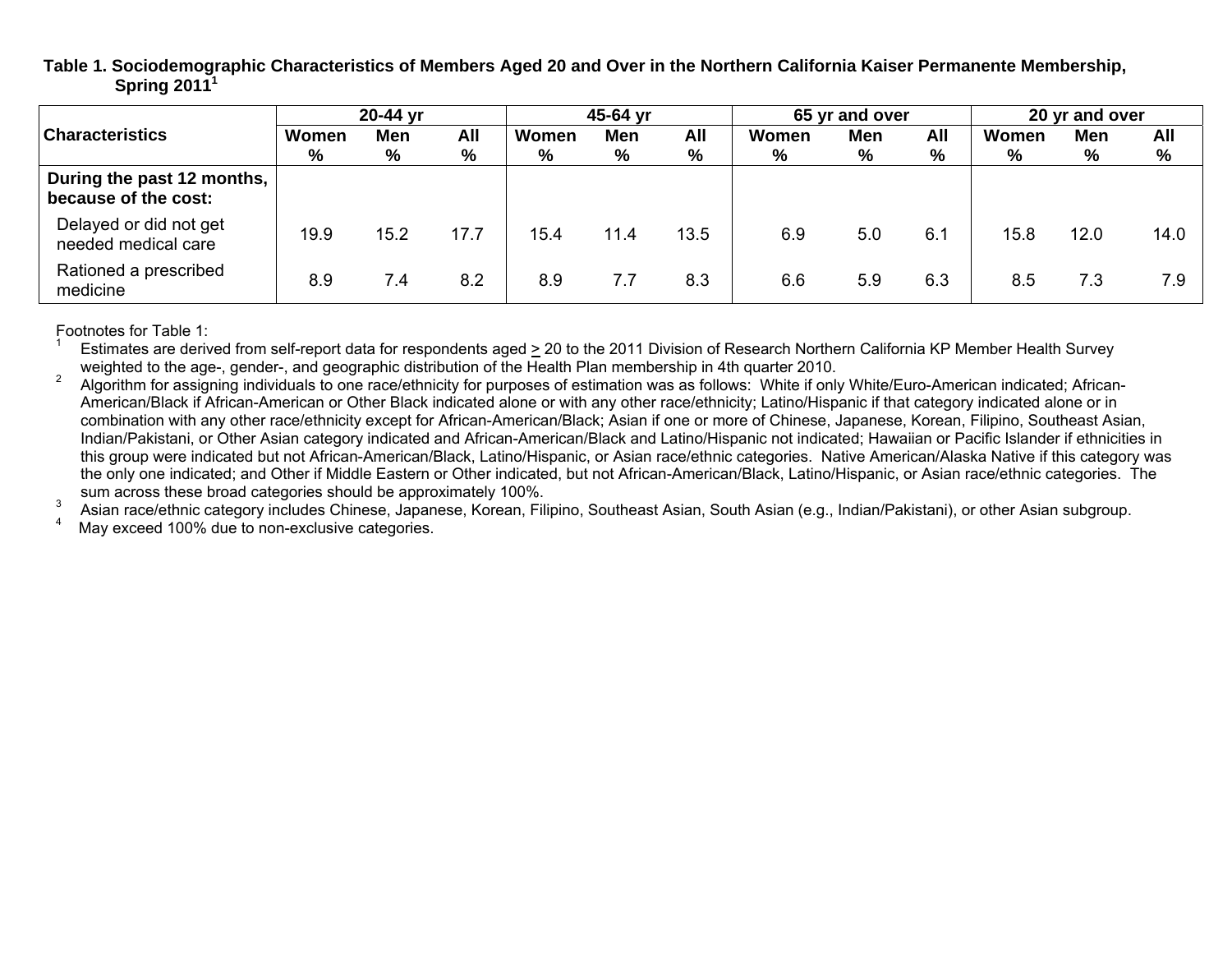**Table 1. Sociodemographic Characteristics of Members Aged 20 and Over in the Northern California Kaiser Permanente Membership, Spring 2011[1]**

| Characteristics | 20-44 yr | | | 45-64 yr | | | 65 yr and over | | | 20 yr and over | | |
|---|---|---|---|---|---|---|---|---|---|---|---|---|
| | Women % | Men % | All % | Women % | Men % | All % | Women % | Men % | All % | Women % | Men % | All % |
| **During the past 12 months, because of the cost:** | | | | | | | | | | | | |
| Delayed or did not get needed medical care | 19.9 | 15.2 | 17.7 | 15.4 | 11.4 | 13.5 | 6.9 | 5.0 | 6.1 | 15.8 | 12.0 | 14.0 |
| Rationed a prescribed medicine | 8.9 | 7.4 | 8.2 | 8.9 | 7.7 | 8.3 | 6.6 | 5.9 | 6.3 | 8.5 | 7.3 | 7.9 |

Footnotes for Table 1:

[1] Estimates are derived from self-report data for respondents aged $\geq$ 20 to the 2011 Division of Research Northern California KP Member Health Survey weighted to the age-, gender-, and geographic distribution of the Health Plan membership in 4th quarter 2010.

[2] Algorithm for assigning individuals to one race/ethnicity for purposes of estimation was as follows: White if only White/Euro-American indicated; African-American/Black if African-American or Other Black indicated alone or with any other race/ethnicity; Latino/Hispanic if that category indicated alone or in combination with any other race/ethnicity except for African-American/Black; Asian if one or more of Chinese, Japanese, Korean, Filipino, Southeast Asian, Indian/Pakistani, or Other Asian category indicated and African-American/Black and Latino/Hispanic not indicated; Hawaiian or Pacific Islander if ethnicities in this group were indicated but not African-American/Black, Latino/Hispanic, or Asian race/ethnic categories. Native American/Alaska Native if this category was the only one indicated; and Other if Middle Eastern or Other indicated, but not African-American/Black, Latino/Hispanic, or Asian race/ethnic categories. The sum across these broad categories should be approximately 100%.

[3] Asian race/ethnic category includes Chinese, Japanese, Korean, Filipino, Southeast Asian, South Asian (e.g., Indian/Pakistani), or other Asian subgroup.

[4] May exceed 100% due to non-exclusive categories.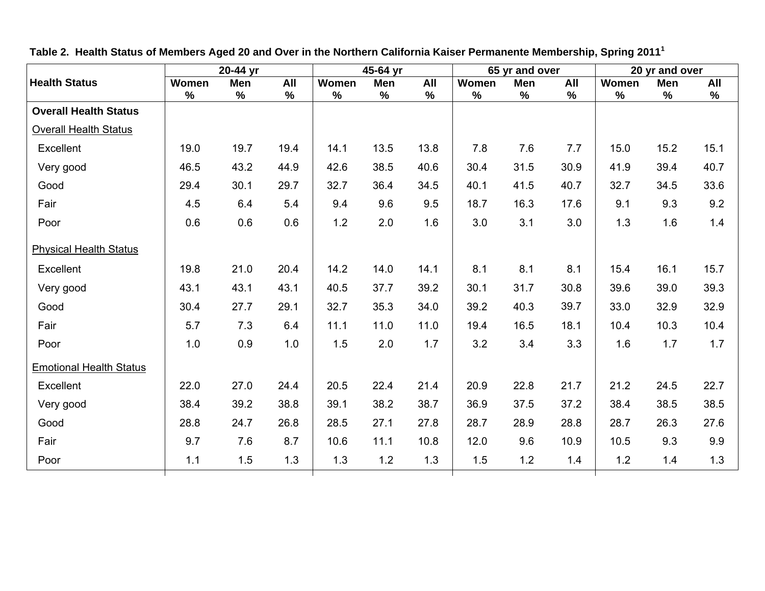**Table 2. Health Status of Members Aged 20 and Over in the Northern California Kaiser Permanente Membership, Spring 2011[1]**

| Health Status | 20-44 yr | | | 45-64 yr | | | 65 yr and over | | | 20 yr and over | | |
|---|---|---|---|---|---|---|---|---|---|---|---|---|
| | Women % | Men % | All % | Women % | Men % | All % | Women % | Men % | All % | Women % | Men % | All % |
| **Overall Health Status** | | | | | | | | | | | | |
| Overall Health Status | | | | | | | | | | | | |
| Excellent | 19.0 | 19.7 | 19.4 | 14.1 | 13.5 | 13.8 | 7.8 | 7.6 | 7.7 | 15.0 | 15.2 | 15.1 |
| Very good | 46.5 | 43.2 | 44.9 | 42.6 | 38.5 | 40.6 | 30.4 | 31.5 | 30.9 | 41.9 | 39.4 | 40.7 |
| Good | 29.4 | 30.1 | 29.7 | 32.7 | 36.4 | 34.5 | 40.1 | 41.5 | 40.7 | 32.7 | 34.5 | 33.6 |
| Fair | 4.5 | 6.4 | 5.4 | 9.4 | 9.6 | 9.5 | 18.7 | 16.3 | 17.6 | 9.1 | 9.3 | 9.2 |
| Poor | 0.6 | 0.6 | 0.6 | 1.2 | 2.0 | 1.6 | 3.0 | 3.1 | 3.0 | 1.3 | 1.6 | 1.4 |
| Physical Health Status | | | | | | | | | | | | |
| Excellent | 19.8 | 21.0 | 20.4 | 14.2 | 14.0 | 14.1 | 8.1 | 8.1 | 8.1 | 15.4 | 16.1 | 15.7 |
| Very good | 43.1 | 43.1 | 43.1 | 40.5 | 37.7 | 39.2 | 30.1 | 31.7 | 30.8 | 39.6 | 39.0 | 39.3 |
| Good | 30.4 | 27.7 | 29.1 | 32.7 | 35.3 | 34.0 | 39.2 | 40.3 | 39.7 | 33.0 | 32.9 | 32.9 |
| Fair | 5.7 | 7.3 | 6.4 | 11.1 | 11.0 | 11.0 | 19.4 | 16.5 | 18.1 | 10.4 | 10.3 | 10.4 |
| Poor | 1.0 | 0.9 | 1.0 | 1.5 | 2.0 | 1.7 | 3.2 | 3.4 | 3.3 | 1.6 | 1.7 | 1.7 |
| Emotional Health Status | | | | | | | | | | | | |
| Excellent | 22.0 | 27.0 | 24.4 | 20.5 | 22.4 | 21.4 | 20.9 | 22.8 | 21.7 | 21.2 | 24.5 | 22.7 |
| Very good | 38.4 | 39.2 | 38.8 | 39.1 | 38.2 | 38.7 | 36.9 | 37.5 | 37.2 | 38.4 | 38.5 | 38.5 |
| Good | 28.8 | 24.7 | 26.8 | 28.5 | 27.1 | 27.8 | 28.7 | 28.9 | 28.8 | 28.7 | 26.3 | 27.6 |
| Fair | 9.7 | 7.6 | 8.7 | 10.6 | 11.1 | 10.8 | 12.0 | 9.6 | 10.9 | 10.5 | 9.3 | 9.9 |
| Poor | 1.1 | 1.5 | 1.3 | 1.3 | 1.2 | 1.3 | 1.5 | 1.2 | 1.4 | 1.2 | 1.4 | 1.3 |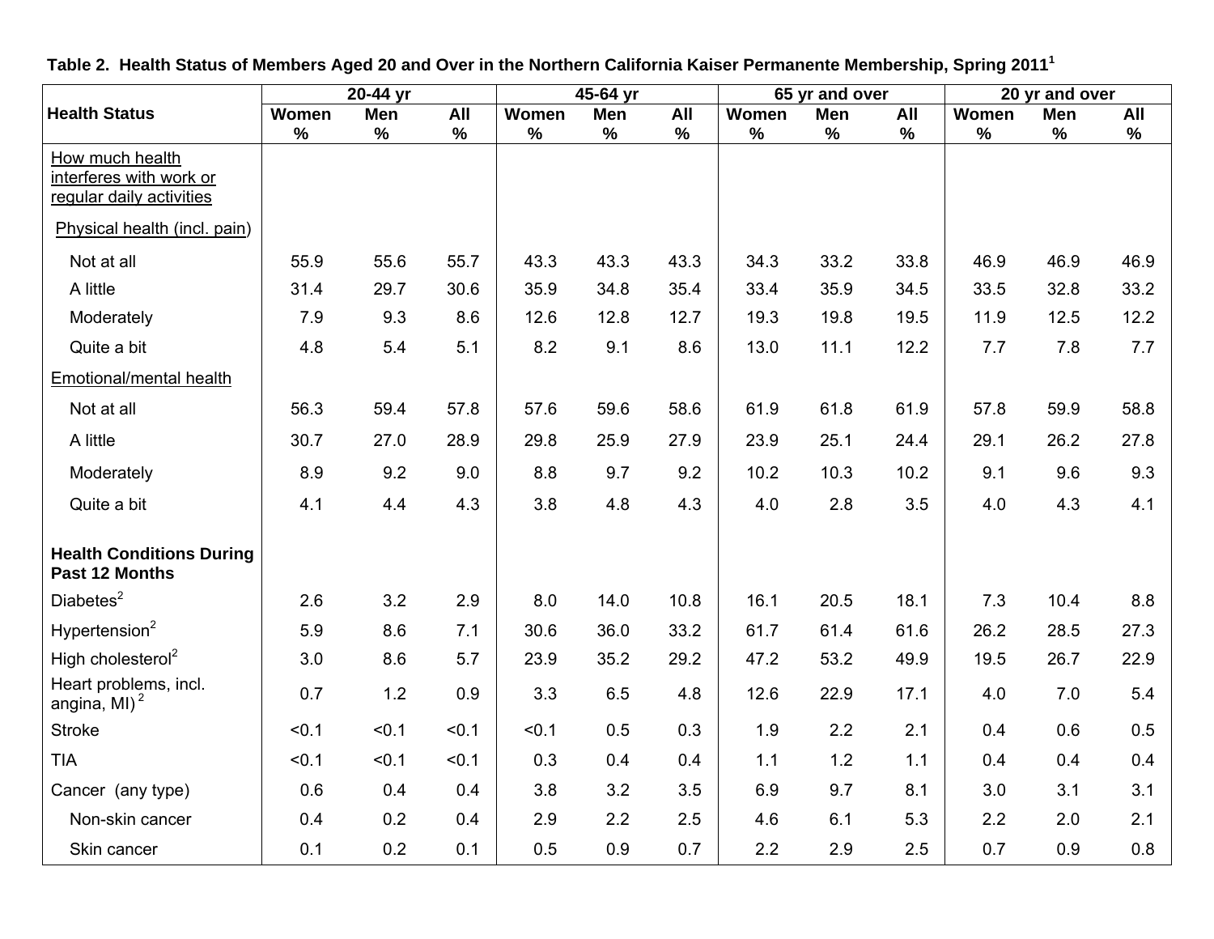**Table 2. Health Status of Members Aged 20 and Over in the Northern California Kaiser Permanente Membership, Spring 2011[1]**

| Health Status | 20-44 yr | | | 45-64 yr | | | 65 yr and over | | | 20 yr and over | | |
|---|---|---|---|---|---|---|---|---|---|---|---|---|
| | Women % | Men % | All % | Women % | Men % | All % | Women % | Men % | All % | Women % | Men % | All % |
| How much health interferes with work or regular daily activities | | | | | | | | | | | | |
| Physical health (incl. pain) | | | | | | | | | | | | |
| Not at all | 55.9 | 55.6 | 55.7 | 43.3 | 43.3 | 43.3 | 34.3 | 33.2 | 33.8 | 46.9 | 46.9 | 46.9 |
| A little | 31.4 | 29.7 | 30.6 | 35.9 | 34.8 | 35.4 | 33.4 | 35.9 | 34.5 | 33.5 | 32.8 | 33.2 |
| Moderately | 7.9 | 9.3 | 8.6 | 12.6 | 12.8 | 12.7 | 19.3 | 19.8 | 19.5 | 11.9 | 12.5 | 12.2 |
| Quite a bit | 4.8 | 5.4 | 5.1 | 8.2 | 9.1 | 8.6 | 13.0 | 11.1 | 12.2 | 7.7 | 7.8 | 7.7 |
| Emotional/mental health | | | | | | | | | | | | |
| Not at all | 56.3 | 59.4 | 57.8 | 57.6 | 59.6 | 58.6 | 61.9 | 61.8 | 61.9 | 57.8 | 59.9 | 58.8 |
| A little | 30.7 | 27.0 | 28.9 | 29.8 | 25.9 | 27.9 | 23.9 | 25.1 | 24.4 | 29.1 | 26.2 | 27.8 |
| Moderately | 8.9 | 9.2 | 9.0 | 8.8 | 9.7 | 9.2 | 10.2 | 10.3 | 10.2 | 9.1 | 9.6 | 9.3 |
| Quite a bit | 4.1 | 4.4 | 4.3 | 3.8 | 4.8 | 4.3 | 4.0 | 2.8 | 3.5 | 4.0 | 4.3 | 4.1 |
| **Health Conditions During Past 12 Months** | | | | | | | | | | | | |
| Diabetes[2] | 2.6 | 3.2 | 2.9 | 8.0 | 14.0 | 10.8 | 16.1 | 20.5 | 18.1 | 7.3 | 10.4 | 8.8 |
| Hypertension[2] | 5.9 | 8.6 | 7.1 | 30.6 | 36.0 | 33.2 | 61.7 | 61.4 | 61.6 | 26.2 | 28.5 | 27.3 |
| High cholesterol[2] | 3.0 | 8.6 | 5.7 | 23.9 | 35.2 | 29.2 | 47.2 | 53.2 | 49.9 | 19.5 | 26.7 | 22.9 |
| Heart problems, incl. angina, MI)[2] | 0.7 | 1.2 | 0.9 | 3.3 | 6.5 | 4.8 | 12.6 | 22.9 | 17.1 | 4.0 | 7.0 | 5.4 |
| Stroke | <0.1 | <0.1 | <0.1 | <0.1 | 0.5 | 0.3 | 1.9 | 2.2 | 2.1 | 0.4 | 0.6 | 0.5 |
| TIA | <0.1 | <0.1 | <0.1 | 0.3 | 0.4 | 0.4 | 1.1 | 1.2 | 1.1 | 0.4 | 0.4 | 0.4 |
| Cancer (any type) | 0.6 | 0.4 | 0.4 | 3.8 | 3.2 | 3.5 | 6.9 | 9.7 | 8.1 | 3.0 | 3.1 | 3.1 |
| Non-skin cancer | 0.4 | 0.2 | 0.4 | 2.9 | 2.2 | 2.5 | 4.6 | 6.1 | 5.3 | 2.2 | 2.0 | 2.1 |
| Skin cancer | 0.1 | 0.2 | 0.1 | 0.5 | 0.9 | 0.7 | 2.2 | 2.9 | 2.5 | 0.7 | 0.9 | 0.8 |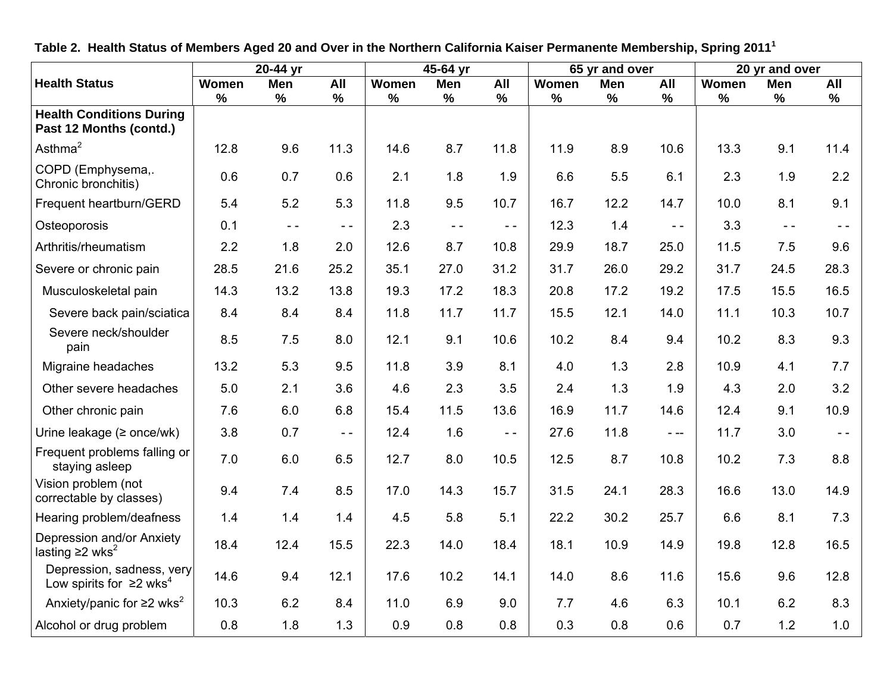**Table 2. Health Status of Members Aged 20 and Over in the Northern California Kaiser Permanente Membership, Spring 2011[1]**

| Health Status | 20-44 yr | | | 45-64 yr | | | 65 yr and over | | | 20 yr and over | | |
|---|---|---|---|---|---|---|---|---|---|---|---|---|
| | Women % | Men % | All % | Women % | Men % | All % | Women % | Men % | All % | Women % | Men % | All % |
| **Health Conditions During Past 12 Months (contd.)** | | | | | | | | | | | | |
| Asthma[2] | 12.8 | 9.6 | 11.3 | 14.6 | 8.7 | 11.8 | 11.9 | 8.9 | 10.6 | 13.3 | 9.1 | 11.4 |
| COPD (Emphysema,. Chronic bronchitis) | 0.6 | 0.7 | 0.6 | 2.1 | 1.8 | 1.9 | 6.6 | 5.5 | 6.1 | 2.3 | 1.9 | 2.2 |
| Frequent heartburn/GERD | 5.4 | 5.2 | 5.3 | 11.8 | 9.5 | 10.7 | 16.7 | 12.2 | 14.7 | 10.0 | 8.1 | 9.1 |
| Osteoporosis | 0.1 | - - | - - | 2.3 | - - | - - | 12.3 | 1.4 | - - | 3.3 | - - | - - |
| Arthritis/rheumatism | 2.2 | 1.8 | 2.0 | 12.6 | 8.7 | 10.8 | 29.9 | 18.7 | 25.0 | 11.5 | 7.5 | 9.6 |
| Severe or chronic pain | 28.5 | 21.6 | 25.2 | 35.1 | 27.0 | 31.2 | 31.7 | 26.0 | 29.2 | 31.7 | 24.5 | 28.3 |
| Musculoskeletal pain | 14.3 | 13.2 | 13.8 | 19.3 | 17.2 | 18.3 | 20.8 | 17.2 | 19.2 | 17.5 | 15.5 | 16.5 |
| Severe back pain/sciatica | 8.4 | 8.4 | 8.4 | 11.8 | 11.7 | 11.7 | 15.5 | 12.1 | 14.0 | 11.1 | 10.3 | 10.7 |
| Severe neck/shoulder pain | 8.5 | 7.5 | 8.0 | 12.1 | 9.1 | 10.6 | 10.2 | 8.4 | 9.4 | 10.2 | 8.3 | 9.3 |
| Migraine headaches | 13.2 | 5.3 | 9.5 | 11.8 | 3.9 | 8.1 | 4.0 | 1.3 | 2.8 | 10.9 | 4.1 | 7.7 |
| Other severe headaches | 5.0 | 2.1 | 3.6 | 4.6 | 2.3 | 3.5 | 2.4 | 1.3 | 1.9 | 4.3 | 2.0 | 3.2 |
| Other chronic pain | 7.6 | 6.0 | 6.8 | 15.4 | 11.5 | 13.6 | 16.9 | 11.7 | 14.6 | 12.4 | 9.1 | 10.9 |
| Urine leakage (≥ once/wk) | 3.8 | 0.7 | - - | 12.4 | 1.6 | - - | 27.6 | 11.8 | - -- | 11.7 | 3.0 | - - |
| Frequent problems falling or staying asleep | 7.0 | 6.0 | 6.5 | 12.7 | 8.0 | 10.5 | 12.5 | 8.7 | 10.8 | 10.2 | 7.3 | 8.8 |
| Vision problem (not correctable by classes) | 9.4 | 7.4 | 8.5 | 17.0 | 14.3 | 15.7 | 31.5 | 24.1 | 28.3 | 16.6 | 13.0 | 14.9 |
| Hearing problem/deafness | 1.4 | 1.4 | 1.4 | 4.5 | 5.8 | 5.1 | 22.2 | 30.2 | 25.7 | 6.6 | 8.1 | 7.3 |
| Depression and/or Anxiety lasting ≥2 wks[2] | 18.4 | 12.4 | 15.5 | 22.3 | 14.0 | 18.4 | 18.1 | 10.9 | 14.9 | 19.8 | 12.8 | 16.5 |
| Depression, sadness, very Low spirits for ≥2 wks[4] | 14.6 | 9.4 | 12.1 | 17.6 | 10.2 | 14.1 | 14.0 | 8.6 | 11.6 | 15.6 | 9.6 | 12.8 |
| Anxiety/panic for ≥2 wks[2] | 10.3 | 6.2 | 8.4 | 11.0 | 6.9 | 9.0 | 7.7 | 4.6 | 6.3 | 10.1 | 6.2 | 8.3 |
| Alcohol or drug problem | 0.8 | 1.8 | 1.3 | 0.9 | 0.8 | 0.8 | 0.3 | 0.8 | 0.6 | 0.7 | 1.2 | 1.0 |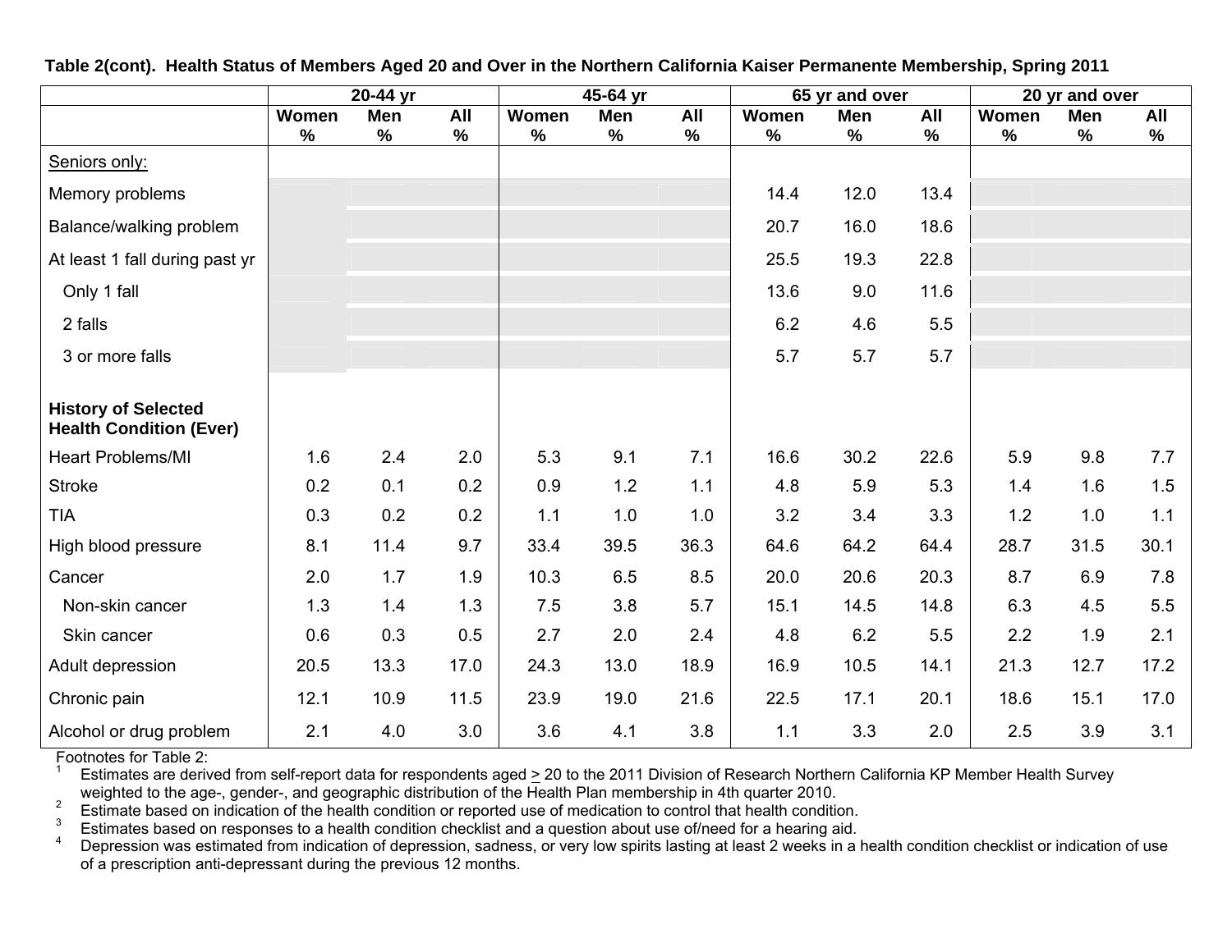**Table 2(cont). Health Status of Members Aged 20 and Over in the Northern California Kaiser Permanente Membership, Spring 2011**

| | 20-44 yr | | | 45-64 yr | | | 65 yr and over | | | 20 yr and over | | |
|---|---|---|---|---|---|---|---|---|---|---|---|---|
| | Women % | Men % | All % | Women % | Men % | All % | Women % | Men % | All % | Women % | Men % | All % |
| Seniors only: | | | | | | | | | | | | |
| Memory problems | | | | | | | 14.4 | 12.0 | 13.4 | | | |
| Balance/walking problem | | | | | | | 20.7 | 16.0 | 18.6 | | | |
| At least 1 fall during past yr | | | | | | | 25.5 | 19.3 | 22.8 | | | |
| Only 1 fall | | | | | | | 13.6 | 9.0 | 11.6 | | | |
| 2 falls | | | | | | | 6.2 | 4.6 | 5.5 | | | |
| 3 or more falls | | | | | | | 5.7 | 5.7 | 5.7 | | | |
| **History of Selected Health Condition (Ever)** | | | | | | | | | | | | |
| Heart Problems/MI | 1.6 | 2.4 | 2.0 | 5.3 | 9.1 | 7.1 | 16.6 | 30.2 | 22.6 | 5.9 | 9.8 | 7.7 |
| Stroke | 0.2 | 0.1 | 0.2 | 0.9 | 1.2 | 1.1 | 4.8 | 5.9 | 5.3 | 1.4 | 1.6 | 1.5 |
| TIA | 0.3 | 0.2 | 0.2 | 1.1 | 1.0 | 1.0 | 3.2 | 3.4 | 3.3 | 1.2 | 1.0 | 1.1 |
| High blood pressure | 8.1 | 11.4 | 9.7 | 33.4 | 39.5 | 36.3 | 64.6 | 64.2 | 64.4 | 28.7 | 31.5 | 30.1 |
| Cancer | 2.0 | 1.7 | 1.9 | 10.3 | 6.5 | 8.5 | 20.0 | 20.6 | 20.3 | 8.7 | 6.9 | 7.8 |
| Non-skin cancer | 1.3 | 1.4 | 1.3 | 7.5 | 3.8 | 5.7 | 15.1 | 14.5 | 14.8 | 6.3 | 4.5 | 5.5 |
| Skin cancer | 0.6 | 0.3 | 0.5 | 2.7 | 2.0 | 2.4 | 4.8 | 6.2 | 5.5 | 2.2 | 1.9 | 2.1 |
| Adult depression | 20.5 | 13.3 | 17.0 | 24.3 | 13.0 | 18.9 | 16.9 | 10.5 | 14.1 | 21.3 | 12.7 | 17.2 |
| Chronic pain | 12.1 | 10.9 | 11.5 | 23.9 | 19.0 | 21.6 | 22.5 | 17.1 | 20.1 | 18.6 | 15.1 | 17.0 |
| Alcohol or drug problem | 2.1 | 4.0 | 3.0 | 3.6 | 4.1 | 3.8 | 1.1 | 3.3 | 2.0 | 2.5 | 3.9 | 3.1 |

Footnotes for Table 2:

[1] Estimates are derived from self-report data for respondents aged ≥ 20 to the 2011 Division of Research Northern California KP Member Health Survey weighted to the age-, gender-, and geographic distribution of the Health Plan membership in 4th quarter 2010.

[2] Estimate based on indication of the health condition or reported use of medication to control that health condition.

[3] Estimates based on responses to a health condition checklist and a question about use of/need for a hearing aid.

[4] Depression was estimated from indication of depression, sadness, or very low spirits lasting at least 2 weeks in a health condition checklist or indication of use of a prescription anti-depressant during the previous 12 months.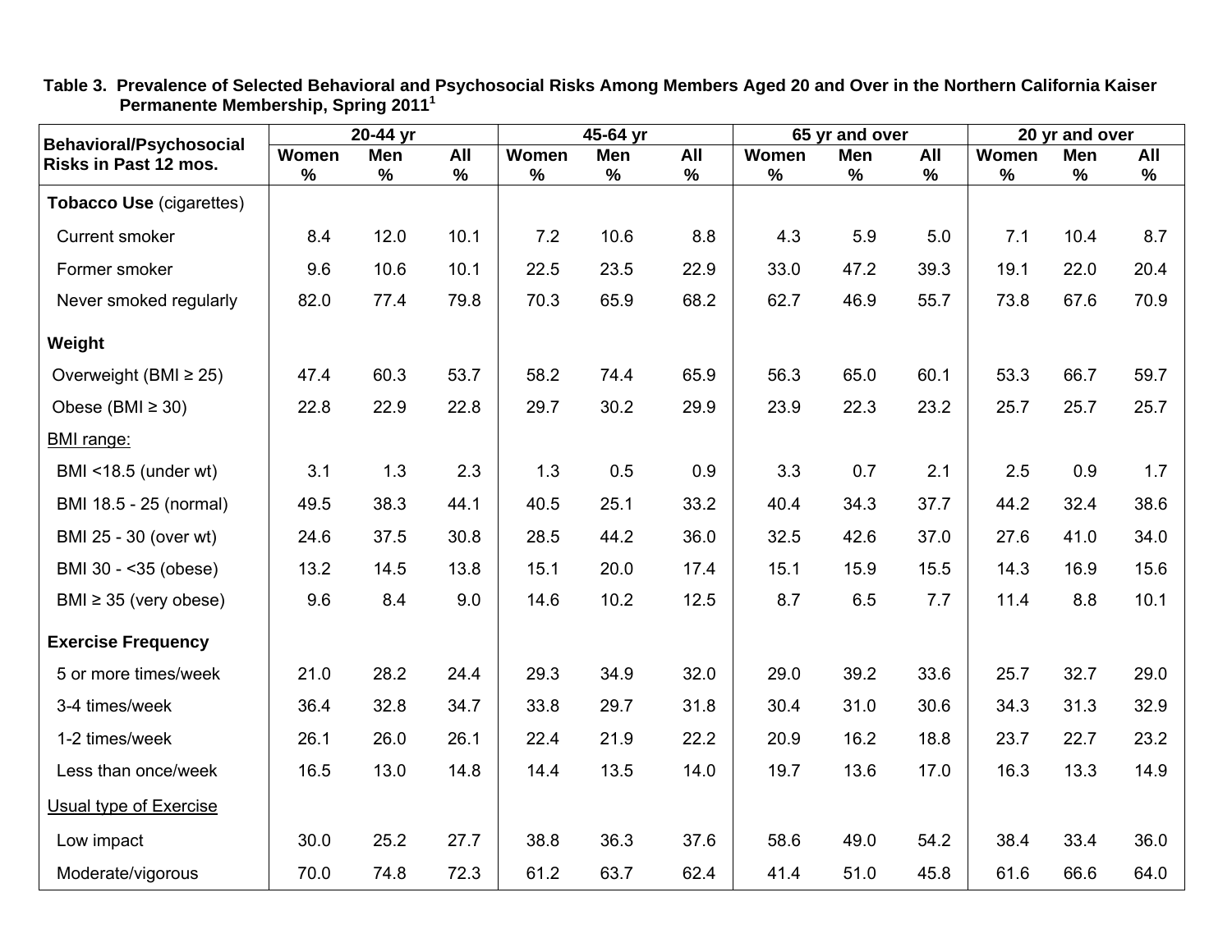**Table 3. Prevalence of Selected Behavioral and Psychosocial Risks Among Members Aged 20 and Over in the Northern California Kaiser Permanente Membership, Spring 2011[1]**

| Behavioral/Psychosocial Risks in Past 12 mos. | 20-44 yr | | | 45-64 yr | | | 65 yr and over | | | 20 yr and over | | |
|---|---|---|---|---|---|---|---|---|---|---|---|---|
| | Women % | Men % | All % | Women % | Men % | All % | Women % | Men % | All % | Women % | Men % | All % |
| **Tobacco Use** (cigarettes) | | | | | | | | | | | | |
| Current smoker | 8.4 | 12.0 | 10.1 | 7.2 | 10.6 | 8.8 | 4.3 | 5.9 | 5.0 | 7.1 | 10.4 | 8.7 |
| Former smoker | 9.6 | 10.6 | 10.1 | 22.5 | 23.5 | 22.9 | 33.0 | 47.2 | 39.3 | 19.1 | 22.0 | 20.4 |
| Never smoked regularly | 82.0 | 77.4 | 79.8 | 70.3 | 65.9 | 68.2 | 62.7 | 46.9 | 55.7 | 73.8 | 67.6 | 70.9 |
| **Weight** | | | | | | | | | | | | |
| Overweight (BMI ≥ 25) | 47.4 | 60.3 | 53.7 | 58.2 | 74.4 | 65.9 | 56.3 | 65.0 | 60.1 | 53.3 | 66.7 | 59.7 |
| Obese (BMI ≥ 30) | 22.8 | 22.9 | 22.8 | 29.7 | 30.2 | 29.9 | 23.9 | 22.3 | 23.2 | 25.7 | 25.7 | 25.7 |
| BMI range: | | | | | | | | | | | | |
| BMI <18.5 (under wt) | 3.1 | 1.3 | 2.3 | 1.3 | 0.5 | 0.9 | 3.3 | 0.7 | 2.1 | 2.5 | 0.9 | 1.7 |
| BMI 18.5 - 25 (normal) | 49.5 | 38.3 | 44.1 | 40.5 | 25.1 | 33.2 | 40.4 | 34.3 | 37.7 | 44.2 | 32.4 | 38.6 |
| BMI 25 - 30 (over wt) | 24.6 | 37.5 | 30.8 | 28.5 | 44.2 | 36.0 | 32.5 | 42.6 | 37.0 | 27.6 | 41.0 | 34.0 |
| BMI 30 - <35 (obese) | 13.2 | 14.5 | 13.8 | 15.1 | 20.0 | 17.4 | 15.1 | 15.9 | 15.5 | 14.3 | 16.9 | 15.6 |
| BMI ≥ 35 (very obese) | 9.6 | 8.4 | 9.0 | 14.6 | 10.2 | 12.5 | 8.7 | 6.5 | 7.7 | 11.4 | 8.8 | 10.1 |
| **Exercise Frequency** | | | | | | | | | | | | |
| 5 or more times/week | 21.0 | 28.2 | 24.4 | 29.3 | 34.9 | 32.0 | 29.0 | 39.2 | 33.6 | 25.7 | 32.7 | 29.0 |
| 3-4 times/week | 36.4 | 32.8 | 34.7 | 33.8 | 29.7 | 31.8 | 30.4 | 31.0 | 30.6 | 34.3 | 31.3 | 32.9 |
| 1-2 times/week | 26.1 | 26.0 | 26.1 | 22.4 | 21.9 | 22.2 | 20.9 | 16.2 | 18.8 | 23.7 | 22.7 | 23.2 |
| Less than once/week | 16.5 | 13.0 | 14.8 | 14.4 | 13.5 | 14.0 | 19.7 | 13.6 | 17.0 | 16.3 | 13.3 | 14.9 |
| Usual type of Exercise | | | | | | | | | | | | |
| Low impact | 30.0 | 25.2 | 27.7 | 38.8 | 36.3 | 37.6 | 58.6 | 49.0 | 54.2 | 38.4 | 33.4 | 36.0 |
| Moderate/vigorous | 70.0 | 74.8 | 72.3 | 61.2 | 63.7 | 62.4 | 41.4 | 51.0 | 45.8 | 61.6 | 66.6 | 64.0 |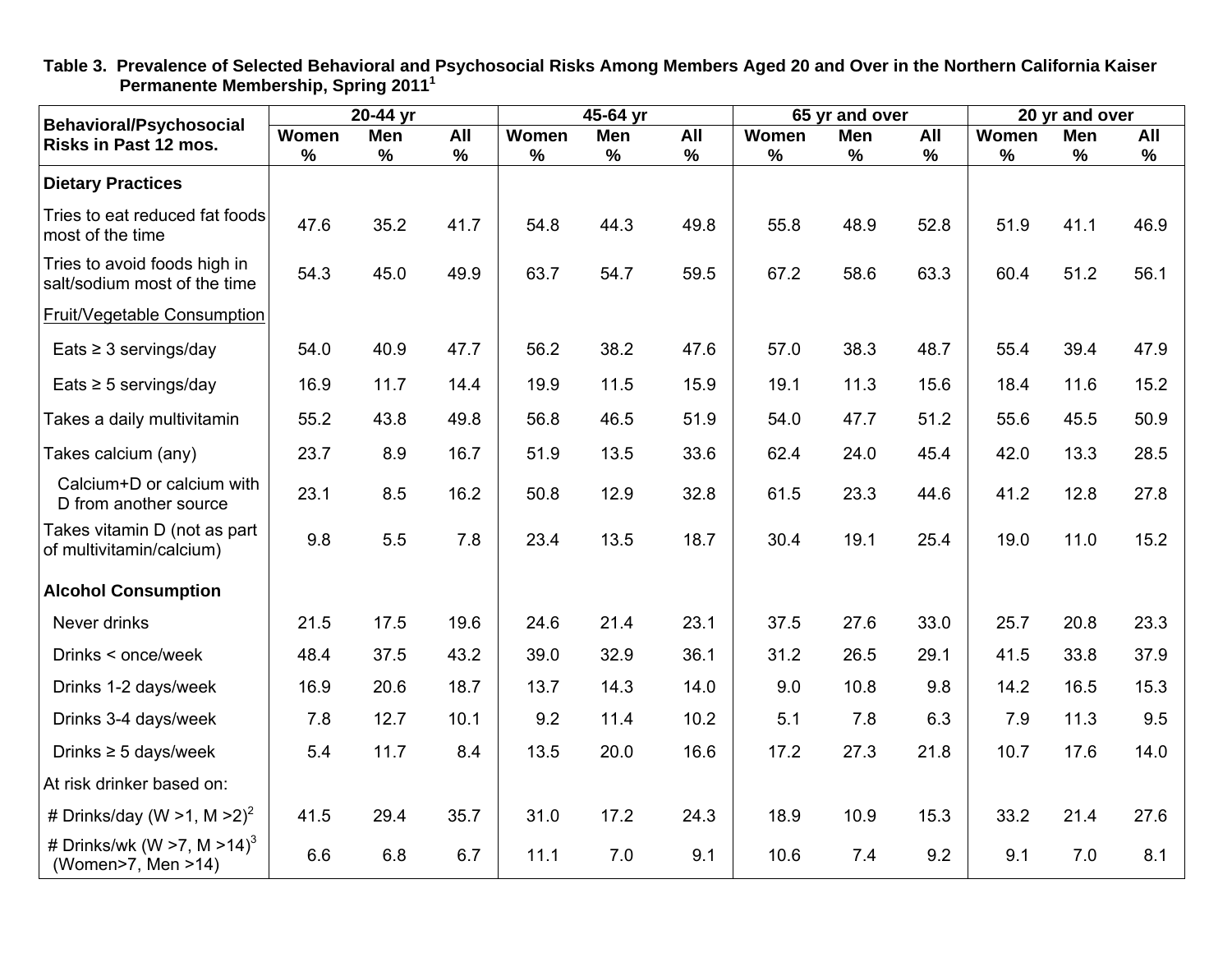**Table 3. Prevalence of Selected Behavioral and Psychosocial Risks Among Members Aged 20 and Over in the Northern California Kaiser Permanente Membership, Spring 2011[1]**

| Behavioral/Psychosocial Risks in Past 12 mos. | 20-44 yr | | | 45-64 yr | | | 65 yr and over | | | 20 yr and over | | |
|---|---|---|---|---|---|---|---|---|---|---|---|---|
| | Women % | Men % | All % | Women % | Men % | All % | Women % | Men % | All % | Women % | Men % | All % |
| **Dietary Practices** | | | | | | | | | | | | |
| Tries to eat reduced fat foods most of the time | 47.6 | 35.2 | 41.7 | 54.8 | 44.3 | 49.8 | 55.8 | 48.9 | 52.8 | 51.9 | 41.1 | 46.9 |
| Tries to avoid foods high in salt/sodium most of the time | 54.3 | 45.0 | 49.9 | 63.7 | 54.7 | 59.5 | 67.2 | 58.6 | 63.3 | 60.4 | 51.2 | 56.1 |
| Fruit/Vegetable Consumption | | | | | | | | | | | | |
| Eats ≥ 3 servings/day | 54.0 | 40.9 | 47.7 | 56.2 | 38.2 | 47.6 | 57.0 | 38.3 | 48.7 | 55.4 | 39.4 | 47.9 |
| Eats ≥ 5 servings/day | 16.9 | 11.7 | 14.4 | 19.9 | 11.5 | 15.9 | 19.1 | 11.3 | 15.6 | 18.4 | 11.6 | 15.2 |
| Takes a daily multivitamin | 55.2 | 43.8 | 49.8 | 56.8 | 46.5 | 51.9 | 54.0 | 47.7 | 51.2 | 55.6 | 45.5 | 50.9 |
| Takes calcium (any) | 23.7 | 8.9 | 16.7 | 51.9 | 13.5 | 33.6 | 62.4 | 24.0 | 45.4 | 42.0 | 13.3 | 28.5 |
| Calcium+D or calcium with D from another source | 23.1 | 8.5 | 16.2 | 50.8 | 12.9 | 32.8 | 61.5 | 23.3 | 44.6 | 41.2 | 12.8 | 27.8 |
| Takes vitamin D (not as part of multivitamin/calcium) | 9.8 | 5.5 | 7.8 | 23.4 | 13.5 | 18.7 | 30.4 | 19.1 | 25.4 | 19.0 | 11.0 | 15.2 |
| **Alcohol Consumption** | | | | | | | | | | | | |
| Never drinks | 21.5 | 17.5 | 19.6 | 24.6 | 21.4 | 23.1 | 37.5 | 27.6 | 33.0 | 25.7 | 20.8 | 23.3 |
| Drinks < once/week | 48.4 | 37.5 | 43.2 | 39.0 | 32.9 | 36.1 | 31.2 | 26.5 | 29.1 | 41.5 | 33.8 | 37.9 |
| Drinks 1-2 days/week | 16.9 | 20.6 | 18.7 | 13.7 | 14.3 | 14.0 | 9.0 | 10.8 | 9.8 | 14.2 | 16.5 | 15.3 |
| Drinks 3-4 days/week | 7.8 | 12.7 | 10.1 | 9.2 | 11.4 | 10.2 | 5.1 | 7.8 | 6.3 | 7.9 | 11.3 | 9.5 |
| Drinks ≥ 5 days/week | 5.4 | 11.7 | 8.4 | 13.5 | 20.0 | 16.6 | 17.2 | 27.3 | 21.8 | 10.7 | 17.6 | 14.0 |
| At risk drinker based on: | | | | | | | | | | | | |
| # Drinks/day (W >1, M >2)[2] | 41.5 | 29.4 | 35.7 | 31.0 | 17.2 | 24.3 | 18.9 | 10.9 | 15.3 | 33.2 | 21.4 | 27.6 |
| # Drinks/wk (W >7, M >14)[3] (Women>7, Men >14) | 6.6 | 6.8 | 6.7 | 11.1 | 7.0 | 9.1 | 10.6 | 7.4 | 9.2 | 9.1 | 7.0 | 8.1 |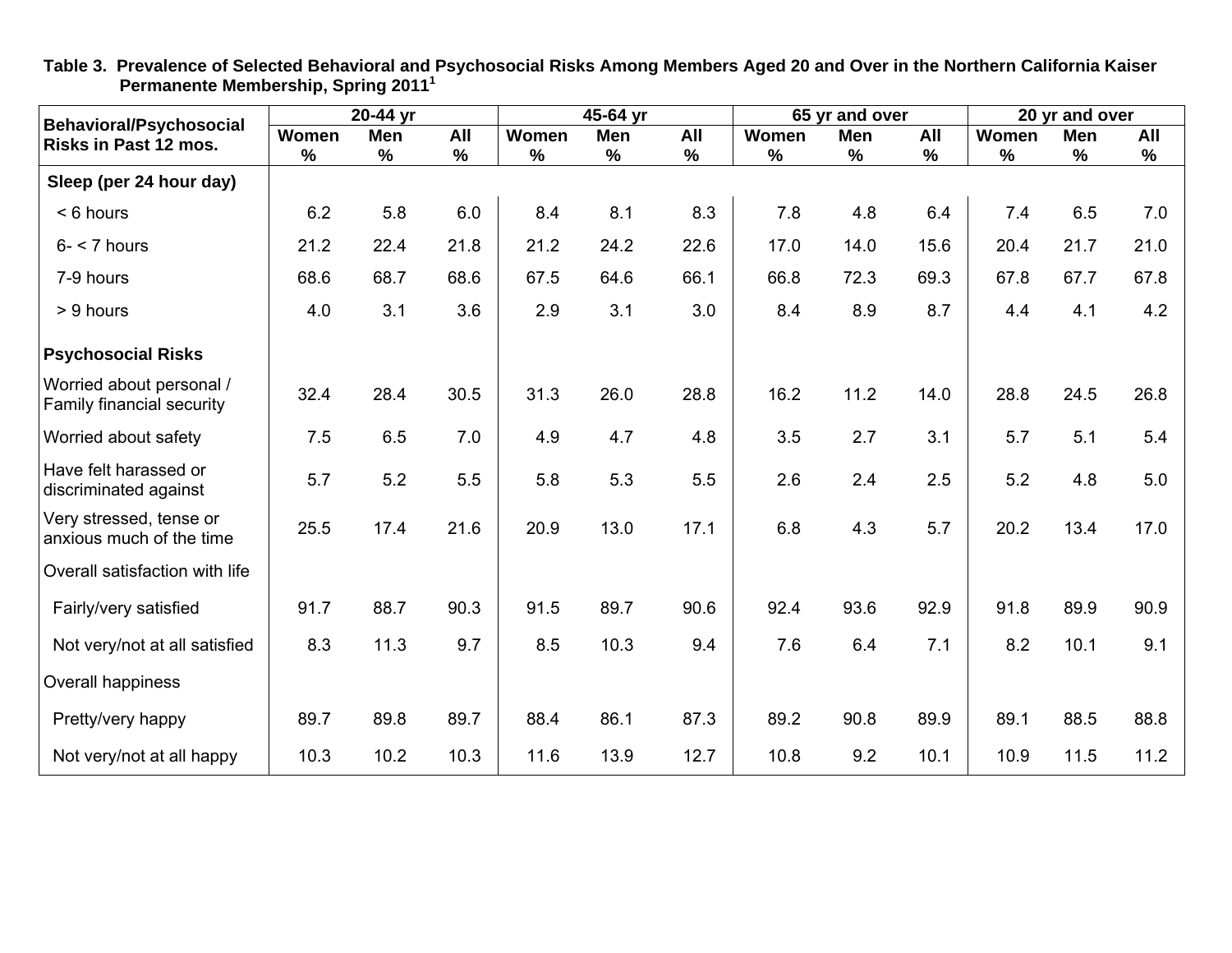**Table 3. Prevalence of Selected Behavioral and Psychosocial Risks Among Members Aged 20 and Over in the Northern California Kaiser Permanente Membership, Spring 2011[1]**

| Behavioral/Psychosocial Risks in Past 12 mos. | 20-44 yr | | | 45-64 yr | | | 65 yr and over | | | 20 yr and over | | |
|---|---|---|---|---|---|---|---|---|---|---|---|---|
| | Women % | Men % | All % | Women % | Men % | All % | Women % | Men % | All % | Women % | Men % | All % |
| **Sleep (per 24 hour day)** | | | | | | | | | | | | |
| < 6 hours | 6.2 | 5.8 | 6.0 | 8.4 | 8.1 | 8.3 | 7.8 | 4.8 | 6.4 | 7.4 | 6.5 | 7.0 |
| 6- < 7 hours | 21.2 | 22.4 | 21.8 | 21.2 | 24.2 | 22.6 | 17.0 | 14.0 | 15.6 | 20.4 | 21.7 | 21.0 |
| 7-9 hours | 68.6 | 68.7 | 68.6 | 67.5 | 64.6 | 66.1 | 66.8 | 72.3 | 69.3 | 67.8 | 67.7 | 67.8 |
| > 9 hours | 4.0 | 3.1 | 3.6 | 2.9 | 3.1 | 3.0 | 8.4 | 8.9 | 8.7 | 4.4 | 4.1 | 4.2 |
| **Psychosocial Risks** | | | | | | | | | | | | |
| Worried about personal / Family financial security | 32.4 | 28.4 | 30.5 | 31.3 | 26.0 | 28.8 | 16.2 | 11.2 | 14.0 | 28.8 | 24.5 | 26.8 |
| Worried about safety | 7.5 | 6.5 | 7.0 | 4.9 | 4.7 | 4.8 | 3.5 | 2.7 | 3.1 | 5.7 | 5.1 | 5.4 |
| Have felt harassed or discriminated against | 5.7 | 5.2 | 5.5 | 5.8 | 5.3 | 5.5 | 2.6 | 2.4 | 2.5 | 5.2 | 4.8 | 5.0 |
| Very stressed, tense or anxious much of the time | 25.5 | 17.4 | 21.6 | 20.9 | 13.0 | 17.1 | 6.8 | 4.3 | 5.7 | 20.2 | 13.4 | 17.0 |
| Overall satisfaction with life | | | | | | | | | | | | |
| Fairly/very satisfied | 91.7 | 88.7 | 90.3 | 91.5 | 89.7 | 90.6 | 92.4 | 93.6 | 92.9 | 91.8 | 89.9 | 90.9 |
| Not very/not at all satisfied | 8.3 | 11.3 | 9.7 | 8.5 | 10.3 | 9.4 | 7.6 | 6.4 | 7.1 | 8.2 | 10.1 | 9.1 |
| Overall happiness | | | | | | | | | | | | |
| Pretty/very happy | 89.7 | 89.8 | 89.7 | 88.4 | 86.1 | 87.3 | 89.2 | 90.8 | 89.9 | 89.1 | 88.5 | 88.8 |
| Not very/not at all happy | 10.3 | 10.2 | 10.3 | 11.6 | 13.9 | 12.7 | 10.8 | 9.2 | 10.1 | 10.9 | 11.5 | 11.2 |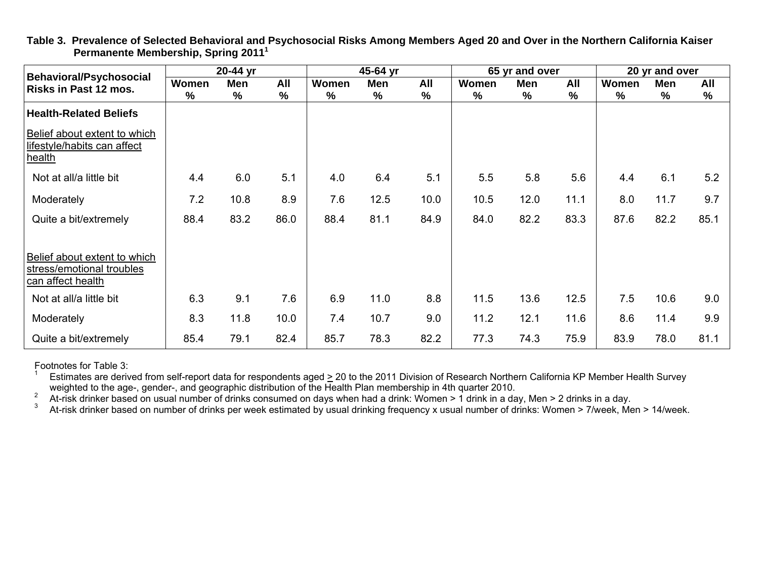**Table 3. Prevalence of Selected Behavioral and Psychosocial Risks Among Members Aged 20 and Over in the Northern California Kaiser Permanente Membership, Spring 2011[1]**

| Behavioral/Psychosocial Risks in Past 12 mos. | 20-44 yr | | | 45-64 yr | | | 65 yr and over | | | 20 yr and over | | |
|---|---|---|---|---|---|---|---|---|---|---|---|---|
| | Women % | Men % | All % | Women % | Men % | All % | Women % | Men % | All % | Women % | Men % | All % |
| **Health-Related Beliefs** | | | | | | | | | | | | |
| Belief about extent to which lifestyle/habits can affect health | | | | | | | | | | | | |
| Not at all/a little bit | 4.4 | 6.0 | 5.1 | 4.0 | 6.4 | 5.1 | 5.5 | 5.8 | 5.6 | 4.4 | 6.1 | 5.2 |
| Moderately | 7.2 | 10.8 | 8.9 | 7.6 | 12.5 | 10.0 | 10.5 | 12.0 | 11.1 | 8.0 | 11.7 | 9.7 |
| Quite a bit/extremely | 88.4 | 83.2 | 86.0 | 88.4 | 81.1 | 84.9 | 84.0 | 82.2 | 83.3 | 87.6 | 82.2 | 85.1 |
| Belief about extent to which stress/emotional troubles can affect health | | | | | | | | | | | | |
| Not at all/a little bit | 6.3 | 9.1 | 7.6 | 6.9 | 11.0 | 8.8 | 11.5 | 13.6 | 12.5 | 7.5 | 10.6 | 9.0 |
| Moderately | 8.3 | 11.8 | 10.0 | 7.4 | 10.7 | 9.0 | 11.2 | 12.1 | 11.6 | 8.6 | 11.4 | 9.9 |
| Quite a bit/extremely | 85.4 | 79.1 | 82.4 | 85.7 | 78.3 | 82.2 | 77.3 | 74.3 | 75.9 | 83.9 | 78.0 | 81.1 |

Footnotes for Table 3:

[1] Estimates are derived from self-report data for respondents aged ≥ 20 to the 2011 Division of Research Northern California KP Member Health Survey weighted to the age-, gender-, and geographic distribution of the Health Plan membership in 4th quarter 2010.

[2] At-risk drinker based on usual number of drinks consumed on days when had a drink: Women > 1 drink in a day, Men > 2 drinks in a day.

[3] At-risk drinker based on number of drinks per week estimated by usual drinking frequency x usual number of drinks: Women > 7/week, Men > 14/week.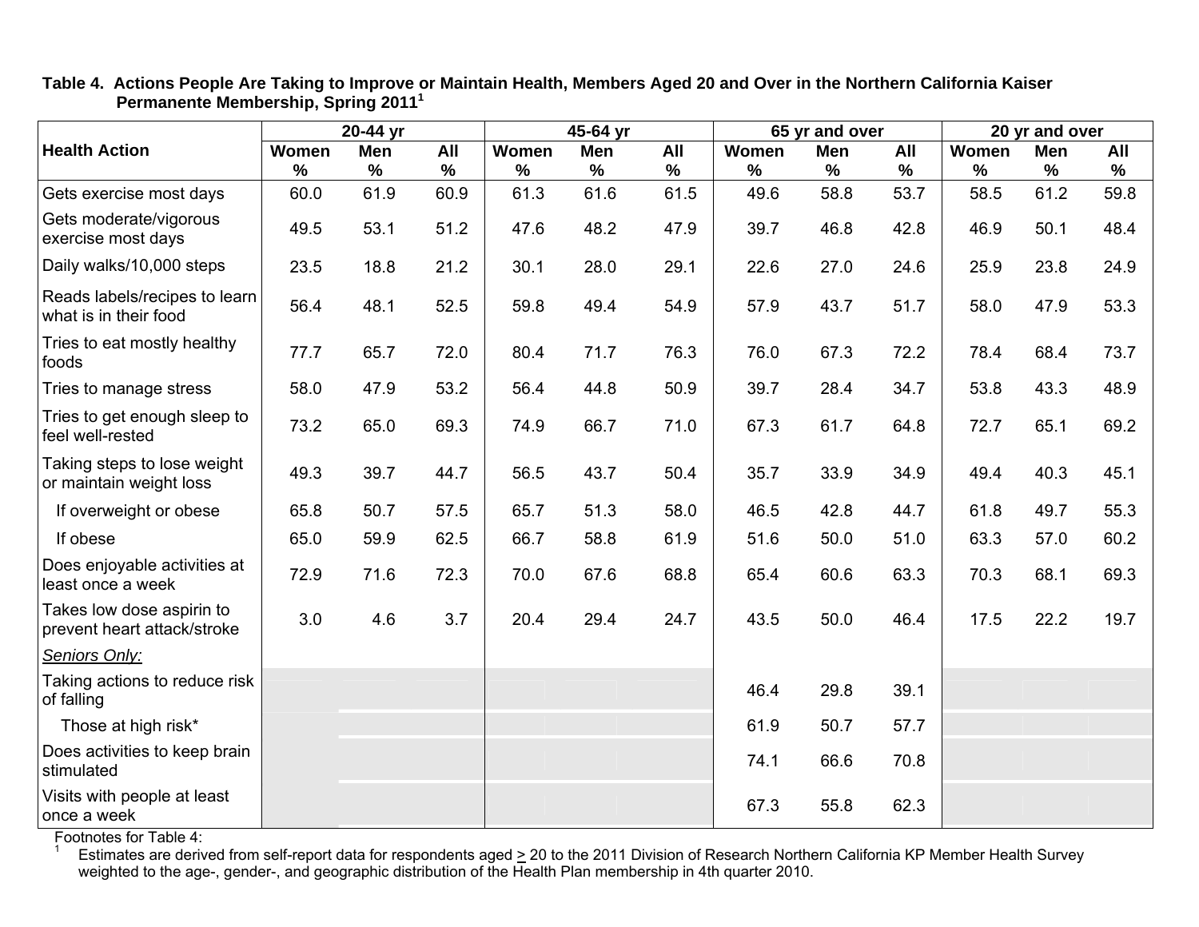**Table 4. Actions People Are Taking to Improve or Maintain Health, Members Aged 20 and Over in the Northern California Kaiser Permanente Membership, Spring 2011[1]**

| Health Action | 20-44 yr | | | 45-64 yr | | | 65 yr and over | | | 20 yr and over | | |
|---|---|---|---|---|---|---|---|---|---|---|---|---|
| | Women % | Men % | All % | Women % | Men % | All % | Women % | Men % | All % | Women % | Men % | All % |
| Gets exercise most days | 60.0 | 61.9 | 60.9 | 61.3 | 61.6 | 61.5 | 49.6 | 58.8 | 53.7 | 58.5 | 61.2 | 59.8 |
| Gets moderate/vigorous exercise most days | 49.5 | 53.1 | 51.2 | 47.6 | 48.2 | 47.9 | 39.7 | 46.8 | 42.8 | 46.9 | 50.1 | 48.4 |
| Daily walks/10,000 steps | 23.5 | 18.8 | 21.2 | 30.1 | 28.0 | 29.1 | 22.6 | 27.0 | 24.6 | 25.9 | 23.8 | 24.9 |
| Reads labels/recipes to learn what is in their food | 56.4 | 48.1 | 52.5 | 59.8 | 49.4 | 54.9 | 57.9 | 43.7 | 51.7 | 58.0 | 47.9 | 53.3 |
| Tries to eat mostly healthy foods | 77.7 | 65.7 | 72.0 | 80.4 | 71.7 | 76.3 | 76.0 | 67.3 | 72.2 | 78.4 | 68.4 | 73.7 |
| Tries to manage stress | 58.0 | 47.9 | 53.2 | 56.4 | 44.8 | 50.9 | 39.7 | 28.4 | 34.7 | 53.8 | 43.3 | 48.9 |
| Tries to get enough sleep to feel well-rested | 73.2 | 65.0 | 69.3 | 74.9 | 66.7 | 71.0 | 67.3 | 61.7 | 64.8 | 72.7 | 65.1 | 69.2 |
| Taking steps to lose weight or maintain weight loss | 49.3 | 39.7 | 44.7 | 56.5 | 43.7 | 50.4 | 35.7 | 33.9 | 34.9 | 49.4 | 40.3 | 45.1 |
| If overweight or obese | 65.8 | 50.7 | 57.5 | 65.7 | 51.3 | 58.0 | 46.5 | 42.8 | 44.7 | 61.8 | 49.7 | 55.3 |
| If obese | 65.0 | 59.9 | 62.5 | 66.7 | 58.8 | 61.9 | 51.6 | 50.0 | 51.0 | 63.3 | 57.0 | 60.2 |
| Does enjoyable activities at least once a week | 72.9 | 71.6 | 72.3 | 70.0 | 67.6 | 68.8 | 65.4 | 60.6 | 63.3 | 70.3 | 68.1 | 69.3 |
| Takes low dose aspirin to prevent heart attack/stroke | 3.0 | 4.6 | 3.7 | 20.4 | 29.4 | 24.7 | 43.5 | 50.0 | 46.4 | 17.5 | 22.2 | 19.7 |
| *Seniors Only:* | | | | | | | | | | | | |
| Taking actions to reduce risk of falling | | | | | | | 46.4 | 29.8 | 39.1 | | | |
| Those at high risk* | | | | | | | 61.9 | 50.7 | 57.7 | | | |
| Does activities to keep brain stimulated | | | | | | | 74.1 | 66.6 | 70.8 | | | |
| Visits with people at least once a week | | | | | | | 67.3 | 55.8 | 62.3 | | | |

Footnotes for Table 4:

[1] Estimates are derived from self-report data for respondents aged ≥ 20 to the 2011 Division of Research Northern California KP Member Health Survey weighted to the age-, gender-, and geographic distribution of the Health Plan membership in 4th quarter 2010.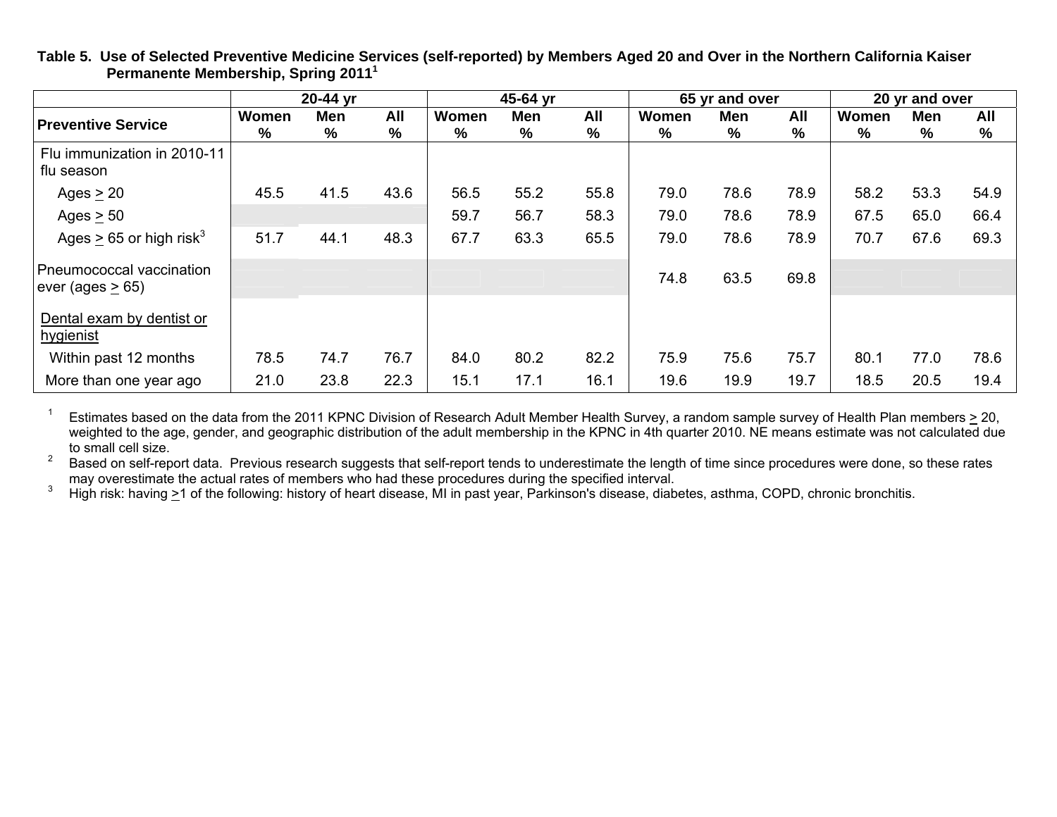**Table 5. Use of Selected Preventive Medicine Services (self-reported) by Members Aged 20 and Over in the Northern California Kaiser Permanente Membership, Spring 2011[1]**

| | 20-44 yr | | | 45-64 yr | | | 65 yr and over | | | 20 yr and over | | |
|---|---|---|---|---|---|---|---|---|---|---|---|---|
| **Preventive Service** | **Women %** | **Men %** | **All %** | **Women %** | **Men %** | **All %** | **Women %** | **Men %** | **All %** | **Women %** | **Men %** | **All %** |
| Flu immunization in 2010-11 flu season | | | | | | | | | | | | |
| Ages > 20 | 45.5 | 41.5 | 43.6 | 56.5 | 55.2 | 55.8 | 79.0 | 78.6 | 78.9 | 58.2 | 53.3 | 54.9 |
| Ages > 50 | | | | 59.7 | 56.7 | 58.3 | 79.0 | 78.6 | 78.9 | 67.5 | 65.0 | 66.4 |
| Ages > 65 or high risk[3] | 51.7 | 44.1 | 48.3 | 67.7 | 63.3 | 65.5 | 79.0 | 78.6 | 78.9 | 70.7 | 67.6 | 69.3 |
| Pneumococcal vaccination ever (ages > 65) | | | | | | | 74.8 | 63.5 | 69.8 | | | |
| Dental exam by dentist or hygienist | | | | | | | | | | | | |
| Within past 12 months | 78.5 | 74.7 | 76.7 | 84.0 | 80.2 | 82.2 | 75.9 | 75.6 | 75.7 | 80.1 | 77.0 | 78.6 |
| More than one year ago | 21.0 | 23.8 | 22.3 | 15.1 | 17.1 | 16.1 | 19.6 | 19.9 | 19.7 | 18.5 | 20.5 | 19.4 |

[1] Estimates based on the data from the 2011 KPNC Division of Research Adult Member Health Survey, a random sample survey of Health Plan members > 20, weighted to the age, gender, and geographic distribution of the adult membership in the KPNC in 4th quarter 2010. NE means estimate was not calculated due to small cell size.

[2] Based on self-report data. Previous research suggests that self-report tends to underestimate the length of time since procedures were done, so these rates may overestimate the actual rates of members who had these procedures during the specified interval.

[3] High risk: having >1 of the following: history of heart disease, MI in past year, Parkinson's disease, diabetes, asthma, COPD, chronic bronchitis.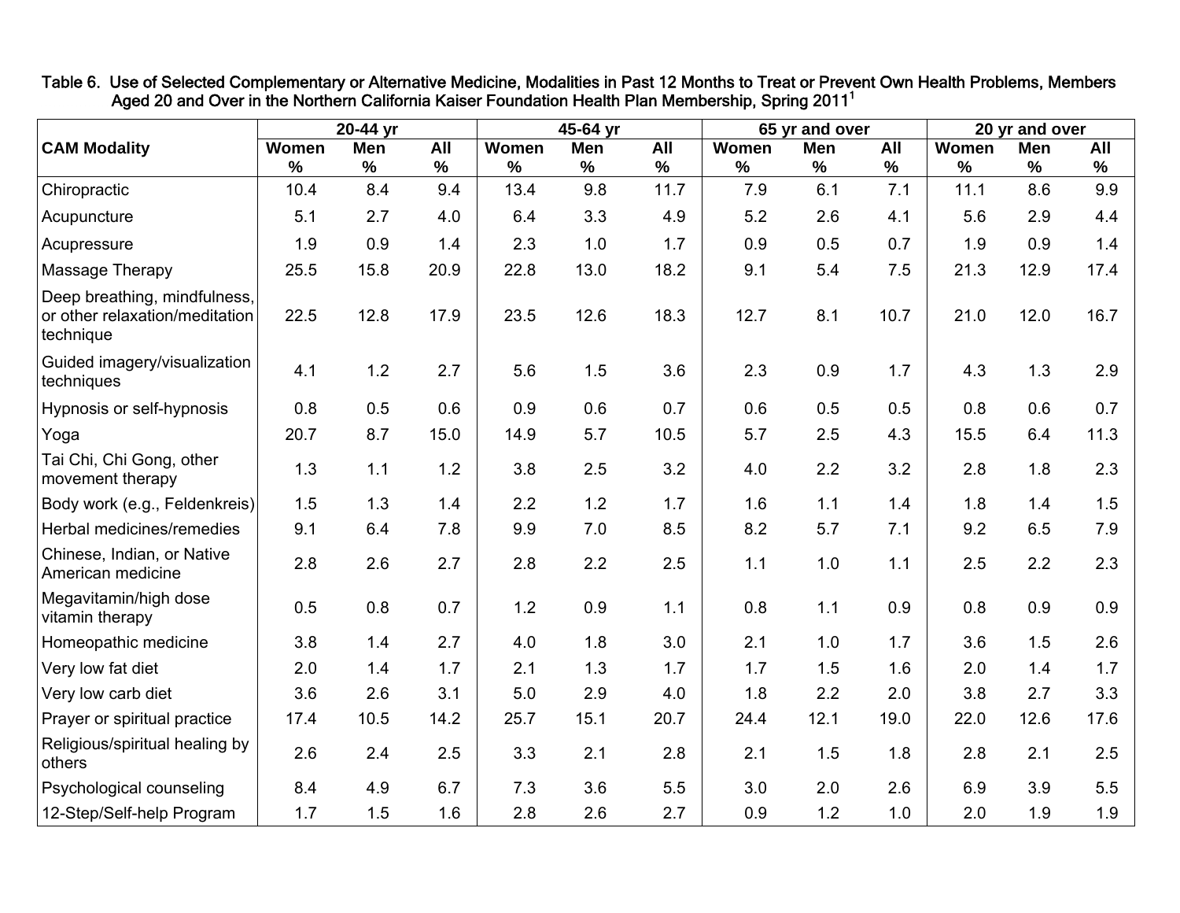Table 6. Use of Selected Complementary or Alternative Medicine, Modalities in Past 12 Months to Treat or Prevent Own Health Problems, Members Aged 20 and Over in the Northern California Kaiser Foundation Health Plan Membership, Spring 2011[1]

| CAM Modality | 20-44 yr | | | 45-64 yr | | | 65 yr and over | | | 20 yr and over | | |
|---|---|---|---|---|---|---|---|---|---|---|---|---|
| | Women % | Men % | All % | Women % | Men % | All % | Women % | Men % | All % | Women % | Men % | All % |
| Chiropractic | 10.4 | 8.4 | 9.4 | 13.4 | 9.8 | 11.7 | 7.9 | 6.1 | 7.1 | 11.1 | 8.6 | 9.9 |
| Acupuncture | 5.1 | 2.7 | 4.0 | 6.4 | 3.3 | 4.9 | 5.2 | 2.6 | 4.1 | 5.6 | 2.9 | 4.4 |
| Acupressure | 1.9 | 0.9 | 1.4 | 2.3 | 1.0 | 1.7 | 0.9 | 0.5 | 0.7 | 1.9 | 0.9 | 1.4 |
| Massage Therapy | 25.5 | 15.8 | 20.9 | 22.8 | 13.0 | 18.2 | 9.1 | 5.4 | 7.5 | 21.3 | 12.9 | 17.4 |
| Deep breathing, mindfulness, or other relaxation/meditation technique | 22.5 | 12.8 | 17.9 | 23.5 | 12.6 | 18.3 | 12.7 | 8.1 | 10.7 | 21.0 | 12.0 | 16.7 |
| Guided imagery/visualization techniques | 4.1 | 1.2 | 2.7 | 5.6 | 1.5 | 3.6 | 2.3 | 0.9 | 1.7 | 4.3 | 1.3 | 2.9 |
| Hypnosis or self-hypnosis | 0.8 | 0.5 | 0.6 | 0.9 | 0.6 | 0.7 | 0.6 | 0.5 | 0.5 | 0.8 | 0.6 | 0.7 |
| Yoga | 20.7 | 8.7 | 15.0 | 14.9 | 5.7 | 10.5 | 5.7 | 2.5 | 4.3 | 15.5 | 6.4 | 11.3 |
| Tai Chi, Chi Gong, other movement therapy | 1.3 | 1.1 | 1.2 | 3.8 | 2.5 | 3.2 | 4.0 | 2.2 | 3.2 | 2.8 | 1.8 | 2.3 |
| Body work (e.g., Feldenkreis) | 1.5 | 1.3 | 1.4 | 2.2 | 1.2 | 1.7 | 1.6 | 1.1 | 1.4 | 1.8 | 1.4 | 1.5 |
| Herbal medicines/remedies | 9.1 | 6.4 | 7.8 | 9.9 | 7.0 | 8.5 | 8.2 | 5.7 | 7.1 | 9.2 | 6.5 | 7.9 |
| Chinese, Indian, or Native American medicine | 2.8 | 2.6 | 2.7 | 2.8 | 2.2 | 2.5 | 1.1 | 1.0 | 1.1 | 2.5 | 2.2 | 2.3 |
| Megavitamin/high dose vitamin therapy | 0.5 | 0.8 | 0.7 | 1.2 | 0.9 | 1.1 | 0.8 | 1.1 | 0.9 | 0.8 | 0.9 | 0.9 |
| Homeopathic medicine | 3.8 | 1.4 | 2.7 | 4.0 | 1.8 | 3.0 | 2.1 | 1.0 | 1.7 | 3.6 | 1.5 | 2.6 |
| Very low fat diet | 2.0 | 1.4 | 1.7 | 2.1 | 1.3 | 1.7 | 1.7 | 1.5 | 1.6 | 2.0 | 1.4 | 1.7 |
| Very low carb diet | 3.6 | 2.6 | 3.1 | 5.0 | 2.9 | 4.0 | 1.8 | 2.2 | 2.0 | 3.8 | 2.7 | 3.3 |
| Prayer or spiritual practice | 17.4 | 10.5 | 14.2 | 25.7 | 15.1 | 20.7 | 24.4 | 12.1 | 19.0 | 22.0 | 12.6 | 17.6 |
| Religious/spiritual healing by others | 2.6 | 2.4 | 2.5 | 3.3 | 2.1 | 2.8 | 2.1 | 1.5 | 1.8 | 2.8 | 2.1 | 2.5 |
| Psychological counseling | 8.4 | 4.9 | 6.7 | 7.3 | 3.6 | 5.5 | 3.0 | 2.0 | 2.6 | 6.9 | 3.9 | 5.5 |
| 12-Step/Self-help Program | 1.7 | 1.5 | 1.6 | 2.8 | 2.6 | 2.7 | 0.9 | 1.2 | 1.0 | 2.0 | 1.9 | 1.9 |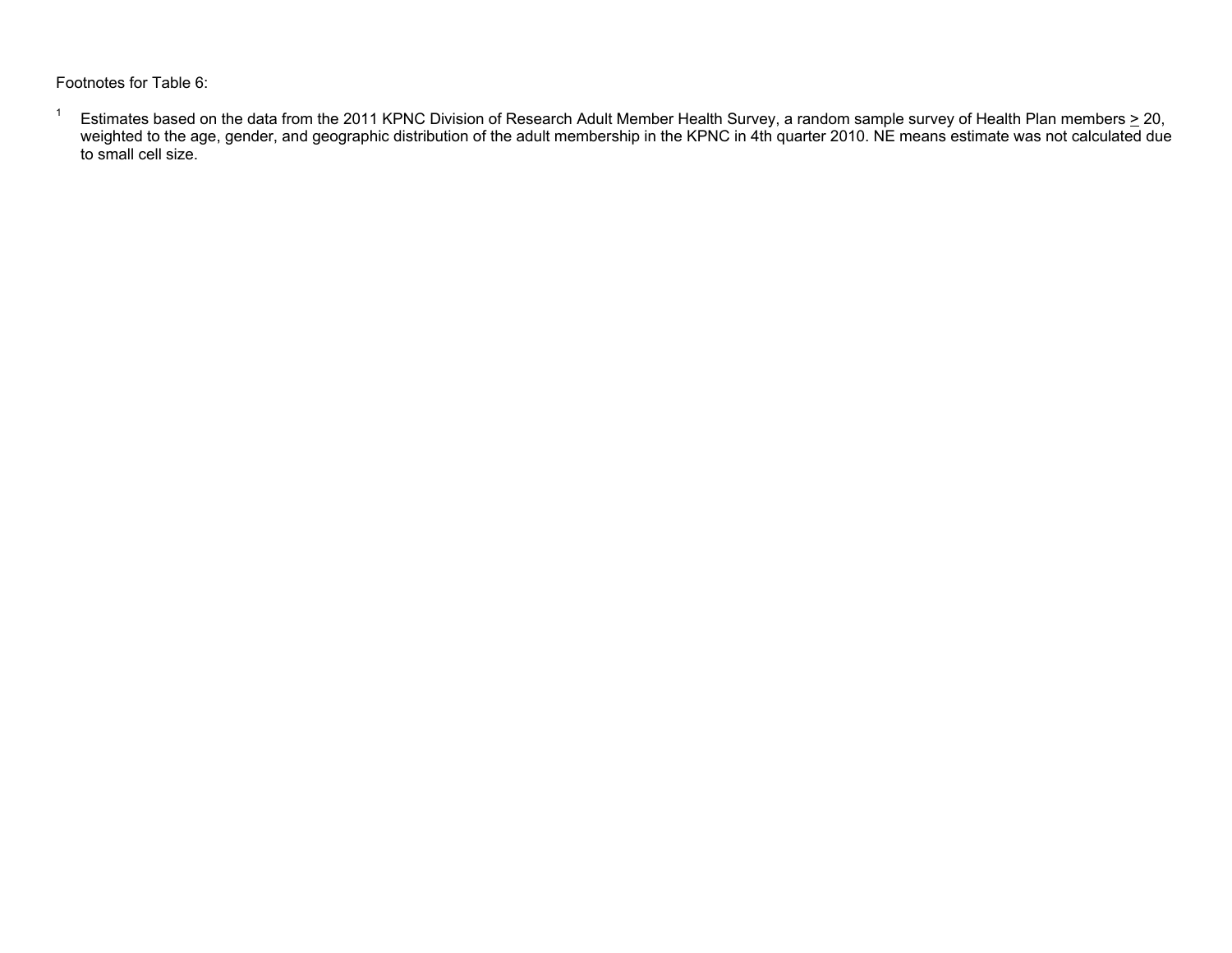Footnotes for Table 6:

[1] Estimates based on the data from the 2011 KPNC Division of Research Adult Member Health Survey, a random sample survey of Health Plan members ≥ 20, weighted to the age, gender, and geographic distribution of the adult membership in the KPNC in 4th quarter 2010. NE means estimate was not calculated due to small cell size.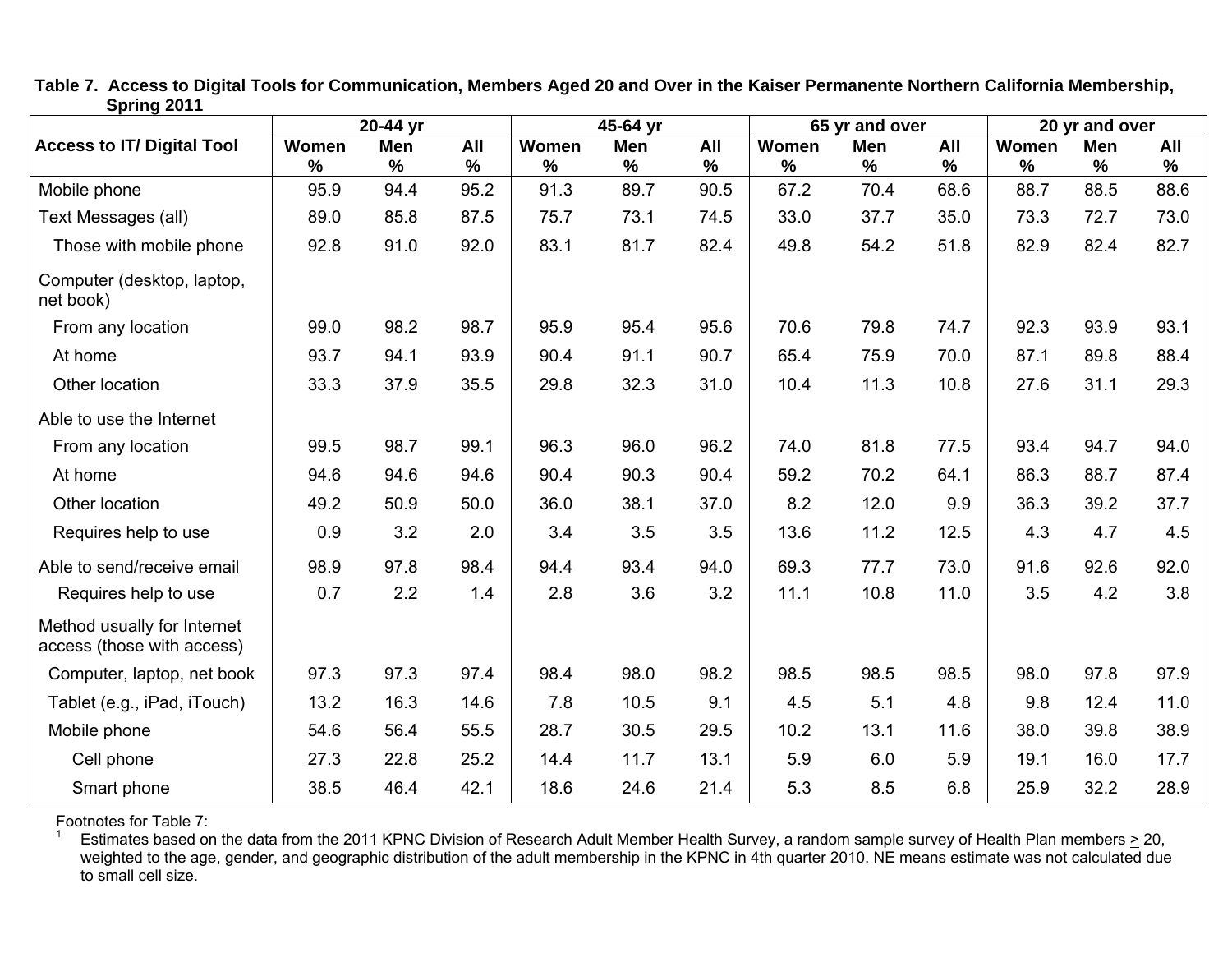**Table 7. Access to Digital Tools for Communication, Members Aged 20 and Over in the Kaiser Permanente Northern California Membership, Spring 2011**

| Access to IT/ Digital Tool | 20-44 yr | | | 45-64 yr | | | 65 yr and over | | | 20 yr and over | | |
|---|---|---|---|---|---|---|---|---|---|---|---|---|
| | Women % | Men % | All % | Women % | Men % | All % | Women % | Men % | All % | Women % | Men % | All % |
| Mobile phone | 95.9 | 94.4 | 95.2 | 91.3 | 89.7 | 90.5 | 67.2 | 70.4 | 68.6 | 88.7 | 88.5 | 88.6 |
| Text Messages (all) | 89.0 | 85.8 | 87.5 | 75.7 | 73.1 | 74.5 | 33.0 | 37.7 | 35.0 | 73.3 | 72.7 | 73.0 |
| Those with mobile phone | 92.8 | 91.0 | 92.0 | 83.1 | 81.7 | 82.4 | 49.8 | 54.2 | 51.8 | 82.9 | 82.4 | 82.7 |
| Computer (desktop, laptop, net book) | | | | | | | | | | | | |
| From any location | 99.0 | 98.2 | 98.7 | 95.9 | 95.4 | 95.6 | 70.6 | 79.8 | 74.7 | 92.3 | 93.9 | 93.1 |
| At home | 93.7 | 94.1 | 93.9 | 90.4 | 91.1 | 90.7 | 65.4 | 75.9 | 70.0 | 87.1 | 89.8 | 88.4 |
| Other location | 33.3 | 37.9 | 35.5 | 29.8 | 32.3 | 31.0 | 10.4 | 11.3 | 10.8 | 27.6 | 31.1 | 29.3 |
| Able to use the Internet | | | | | | | | | | | | |
| From any location | 99.5 | 98.7 | 99.1 | 96.3 | 96.0 | 96.2 | 74.0 | 81.8 | 77.5 | 93.4 | 94.7 | 94.0 |
| At home | 94.6 | 94.6 | 94.6 | 90.4 | 90.3 | 90.4 | 59.2 | 70.2 | 64.1 | 86.3 | 88.7 | 87.4 |
| Other location | 49.2 | 50.9 | 50.0 | 36.0 | 38.1 | 37.0 | 8.2 | 12.0 | 9.9 | 36.3 | 39.2 | 37.7 |
| Requires help to use | 0.9 | 3.2 | 2.0 | 3.4 | 3.5 | 3.5 | 13.6 | 11.2 | 12.5 | 4.3 | 4.7 | 4.5 |
| Able to send/receive email | 98.9 | 97.8 | 98.4 | 94.4 | 93.4 | 94.0 | 69.3 | 77.7 | 73.0 | 91.6 | 92.6 | 92.0 |
| Requires help to use | 0.7 | 2.2 | 1.4 | 2.8 | 3.6 | 3.2 | 11.1 | 10.8 | 11.0 | 3.5 | 4.2 | 3.8 |
| Method usually for Internet access (those with access) | | | | | | | | | | | | |
| Computer, laptop, net book | 97.3 | 97.3 | 97.4 | 98.4 | 98.0 | 98.2 | 98.5 | 98.5 | 98.5 | 98.0 | 97.8 | 97.9 |
| Tablet (e.g., iPad, iTouch) | 13.2 | 16.3 | 14.6 | 7.8 | 10.5 | 9.1 | 4.5 | 5.1 | 4.8 | 9.8 | 12.4 | 11.0 |
| Mobile phone | 54.6 | 56.4 | 55.5 | 28.7 | 30.5 | 29.5 | 10.2 | 13.1 | 11.6 | 38.0 | 39.8 | 38.9 |
| Cell phone | 27.3 | 22.8 | 25.2 | 14.4 | 11.7 | 13.1 | 5.9 | 6.0 | 5.9 | 19.1 | 16.0 | 17.7 |
| Smart phone | 38.5 | 46.4 | 42.1 | 18.6 | 24.6 | 21.4 | 5.3 | 8.5 | 6.8 | 25.9 | 32.2 | 28.9 |

Footnotes for Table 7:

[1] Estimates based on the data from the 2011 KPNC Division of Research Adult Member Health Survey, a random sample survey of Health Plan members ≥ 20, weighted to the age, gender, and geographic distribution of the adult membership in the KPNC in 4th quarter 2010. NE means estimate was not calculated due to small cell size.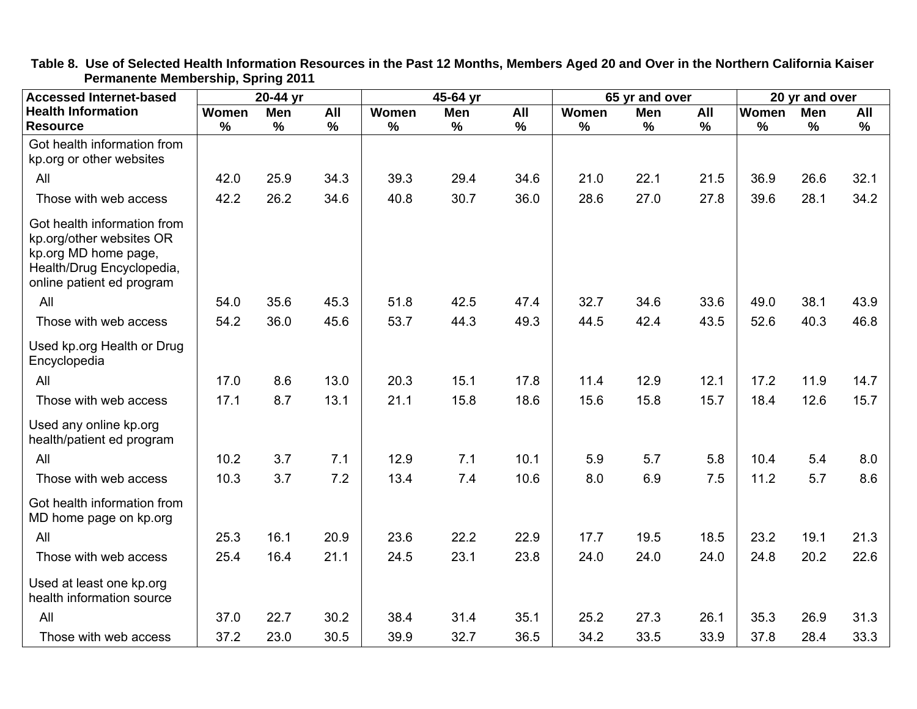**Table 8. Use of Selected Health Information Resources in the Past 12 Months, Members Aged 20 and Over in the Northern California Kaiser Permanente Membership, Spring 2011**

| Accessed Internet-based Health Information Resource | 20-44 yr | | | 45-64 yr | | | 65 yr and over | | | 20 yr and over | | |
|---|---|---|---|---|---|---|---|---|---|---|---|---|
| | Women % | Men % | All % | Women % | Men % | All % | Women % | Men % | All % | Women % | Men % | All % |
| **Got health information from kp.org or other websites** | | | | | | | | | | | | |
| All | 42.0 | 25.9 | 34.3 | 39.3 | 29.4 | 34.6 | 21.0 | 22.1 | 21.5 | 36.9 | 26.6 | 32.1 |
| Those with web access | 42.2 | 26.2 | 34.6 | 40.8 | 30.7 | 36.0 | 28.6 | 27.0 | 27.8 | 39.6 | 28.1 | 34.2 |
| **Got health information from kp.org/other websites OR kp.org MD home page, Health/Drug Encyclopedia, online patient ed program** | | | | | | | | | | | | |
| All | 54.0 | 35.6 | 45.3 | 51.8 | 42.5 | 47.4 | 32.7 | 34.6 | 33.6 | 49.0 | 38.1 | 43.9 |
| Those with web access | 54.2 | 36.0 | 45.6 | 53.7 | 44.3 | 49.3 | 44.5 | 42.4 | 43.5 | 52.6 | 40.3 | 46.8 |
| **Used kp.org Health or Drug Encyclopedia** | | | | | | | | | | | | |
| All | 17.0 | 8.6 | 13.0 | 20.3 | 15.1 | 17.8 | 11.4 | 12.9 | 12.1 | 17.2 | 11.9 | 14.7 |
| Those with web access | 17.1 | 8.7 | 13.1 | 21.1 | 15.8 | 18.6 | 15.6 | 15.8 | 15.7 | 18.4 | 12.6 | 15.7 |
| **Used any online kp.org health/patient ed program** | | | | | | | | | | | | |
| All | 10.2 | 3.7 | 7.1 | 12.9 | 7.1 | 10.1 | 5.9 | 5.7 | 5.8 | 10.4 | 5.4 | 8.0 |
| Those with web access | 10.3 | 3.7 | 7.2 | 13.4 | 7.4 | 10.6 | 8.0 | 6.9 | 7.5 | 11.2 | 5.7 | 8.6 |
| **Got health information from MD home page on kp.org** | | | | | | | | | | | | |
| All | 25.3 | 16.1 | 20.9 | 23.6 | 22.2 | 22.9 | 17.7 | 19.5 | 18.5 | 23.2 | 19.1 | 21.3 |
| Those with web access | 25.4 | 16.4 | 21.1 | 24.5 | 23.1 | 23.8 | 24.0 | 24.0 | 24.0 | 24.8 | 20.2 | 22.6 |
| **Used at least one kp.org health information source** | | | | | | | | | | | | |
| All | 37.0 | 22.7 | 30.2 | 38.4 | 31.4 | 35.1 | 25.2 | 27.3 | 26.1 | 35.3 | 26.9 | 31.3 |
| Those with web access | 37.2 | 23.0 | 30.5 | 39.9 | 32.7 | 36.5 | 34.2 | 33.5 | 33.9 | 37.8 | 28.4 | 33.3 |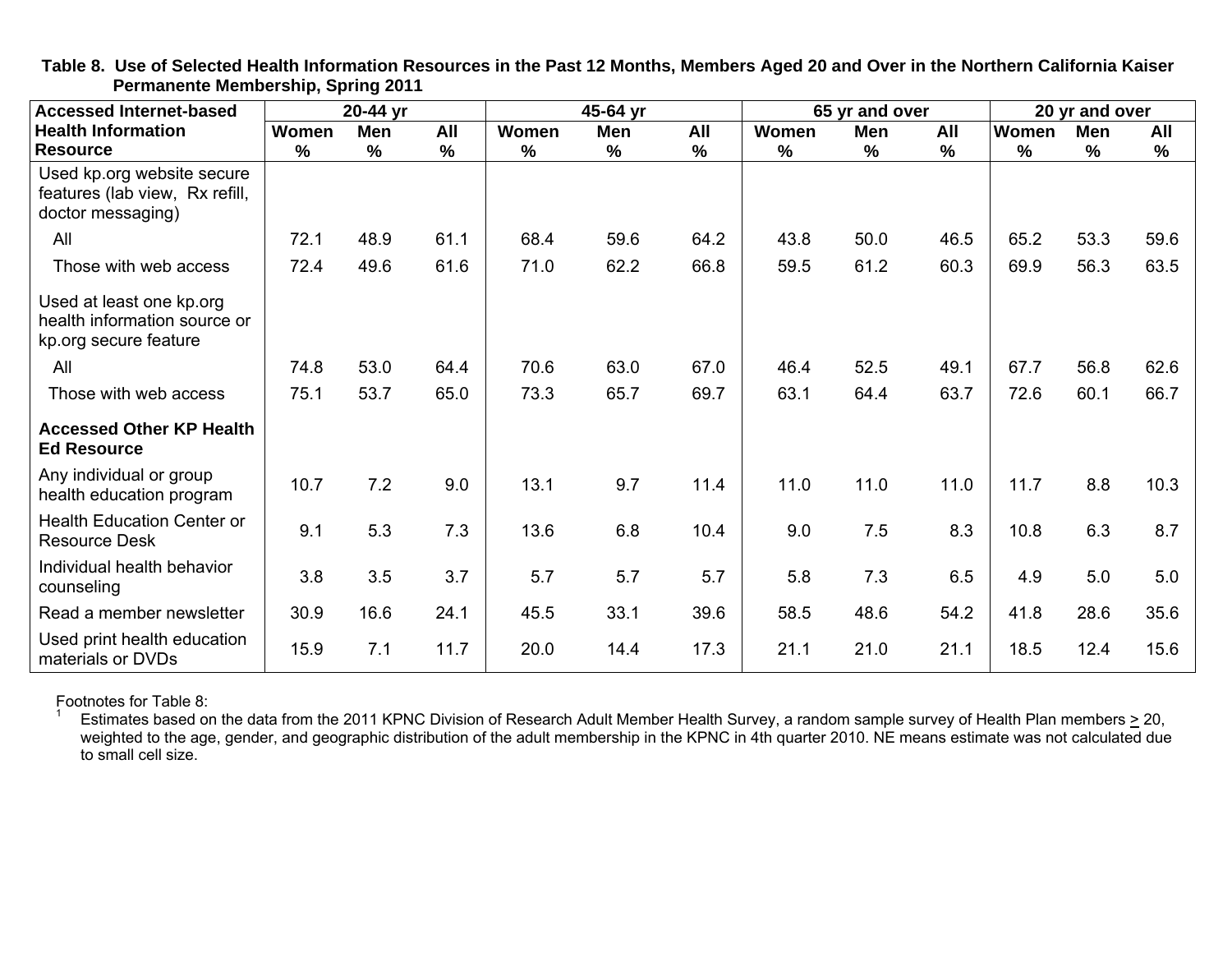**Table 8. Use of Selected Health Information Resources in the Past 12 Months, Members Aged 20 and Over in the Northern California Kaiser Permanente Membership, Spring 2011**

| Accessed Internet-based Health Information Resource | 20-44 yr | | | 45-64 yr | | | 65 yr and over | | | 20 yr and over | | |
|---|---|---|---|---|---|---|---|---|---|---|---|---|
| | Women % | Men % | All % | Women % | Men % | All % | Women % | Men % | All % | Women % | Men % | All % |
| Used kp.org website secure features (lab view, Rx refill, doctor messaging) | | | | | | | | | | | | |
| All | 72.1 | 48.9 | 61.1 | 68.4 | 59.6 | 64.2 | 43.8 | 50.0 | 46.5 | 65.2 | 53.3 | 59.6 |
| Those with web access | 72.4 | 49.6 | 61.6 | 71.0 | 62.2 | 66.8 | 59.5 | 61.2 | 60.3 | 69.9 | 56.3 | 63.5 |
| Used at least one kp.org health information source or kp.org secure feature | | | | | | | | | | | | |
| All | 74.8 | 53.0 | 64.4 | 70.6 | 63.0 | 67.0 | 46.4 | 52.5 | 49.1 | 67.7 | 56.8 | 62.6 |
| Those with web access | 75.1 | 53.7 | 65.0 | 73.3 | 65.7 | 69.7 | 63.1 | 64.4 | 63.7 | 72.6 | 60.1 | 66.7 |
| **Accessed Other KP Health Ed Resource** | | | | | | | | | | | | |
| Any individual or group health education program | 10.7 | 7.2 | 9.0 | 13.1 | 9.7 | 11.4 | 11.0 | 11.0 | 11.0 | 11.7 | 8.8 | 10.3 |
| Health Education Center or Resource Desk | 9.1 | 5.3 | 7.3 | 13.6 | 6.8 | 10.4 | 9.0 | 7.5 | 8.3 | 10.8 | 6.3 | 8.7 |
| Individual health behavior counseling | 3.8 | 3.5 | 3.7 | 5.7 | 5.7 | 5.7 | 5.8 | 7.3 | 6.5 | 4.9 | 5.0 | 5.0 |
| Read a member newsletter | 30.9 | 16.6 | 24.1 | 45.5 | 33.1 | 39.6 | 58.5 | 48.6 | 54.2 | 41.8 | 28.6 | 35.6 |
| Used print health education materials or DVDs | 15.9 | 7.1 | 11.7 | 20.0 | 14.4 | 17.3 | 21.1 | 21.0 | 21.1 | 18.5 | 12.4 | 15.6 |

Footnotes for Table 8:

[1] Estimates based on the data from the 2011 KPNC Division of Research Adult Member Health Survey, a random sample survey of Health Plan members ≥ 20, weighted to the age, gender, and geographic distribution of the adult membership in the KPNC in 4th quarter 2010. NE means estimate was not calculated due to small cell size.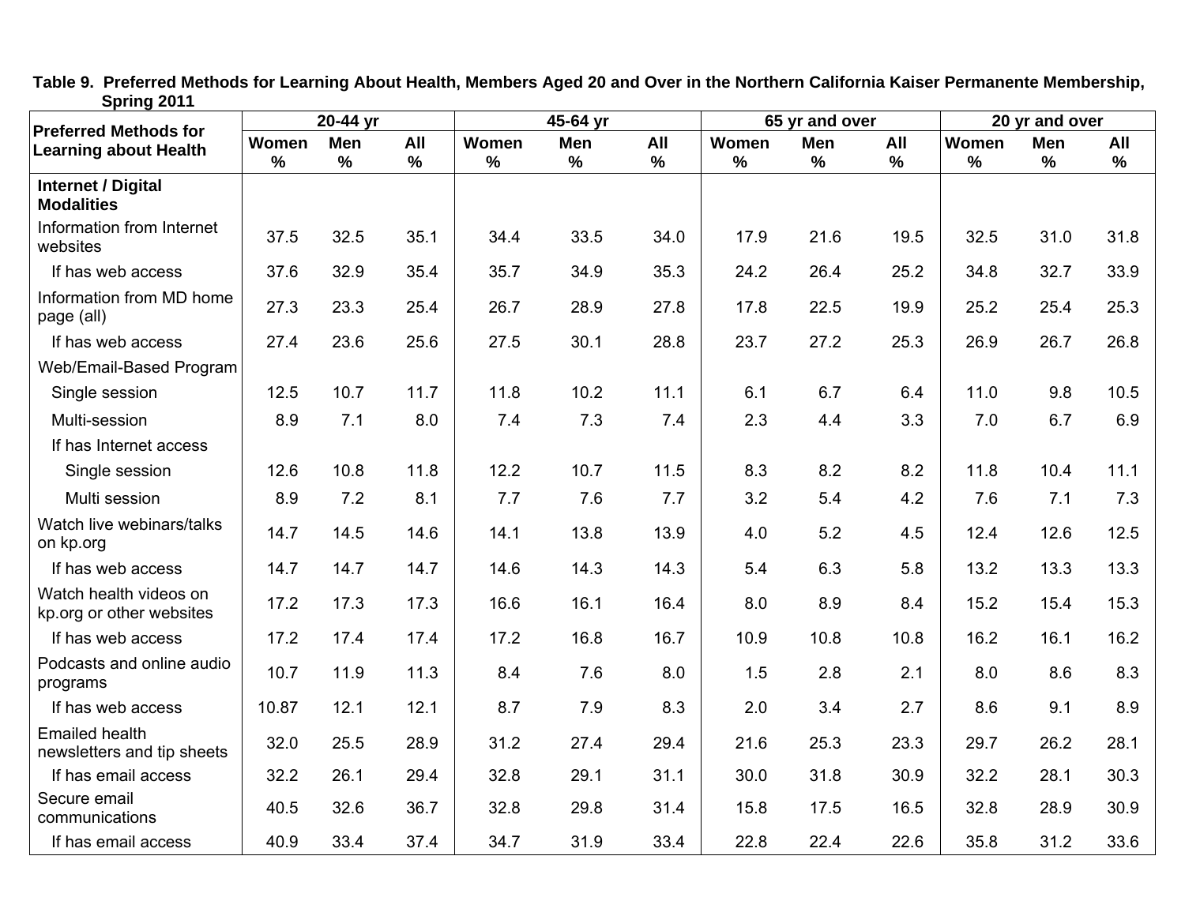**Table 9. Preferred Methods for Learning About Health, Members Aged 20 and Over in the Northern California Kaiser Permanente Membership, Spring 2011**

| Preferred Methods for Learning about Health | 20-44 yr | | | 45-64 yr | | | 65 yr and over | | | 20 yr and over | | |
|---|---|---|---|---|---|---|---|---|---|---|---|---|
| | Women % | Men % | All % | Women % | Men % | All % | Women % | Men % | All % | Women % | Men % | All % |
| **Internet / Digital Modalities** | | | | | | | | | | | | |
| Information from Internet websites | 37.5 | 32.5 | 35.1 | 34.4 | 33.5 | 34.0 | 17.9 | 21.6 | 19.5 | 32.5 | 31.0 | 31.8 |
| If has web access | 37.6 | 32.9 | 35.4 | 35.7 | 34.9 | 35.3 | 24.2 | 26.4 | 25.2 | 34.8 | 32.7 | 33.9 |
| Information from MD home page (all) | 27.3 | 23.3 | 25.4 | 26.7 | 28.9 | 27.8 | 17.8 | 22.5 | 19.9 | 25.2 | 25.4 | 25.3 |
| If has web access | 27.4 | 23.6 | 25.6 | 27.5 | 30.1 | 28.8 | 23.7 | 27.2 | 25.3 | 26.9 | 26.7 | 26.8 |
| Web/Email-Based Program | | | | | | | | | | | | |
| Single session | 12.5 | 10.7 | 11.7 | 11.8 | 10.2 | 11.1 | 6.1 | 6.7 | 6.4 | 11.0 | 9.8 | 10.5 |
| Multi-session | 8.9 | 7.1 | 8.0 | 7.4 | 7.3 | 7.4 | 2.3 | 4.4 | 3.3 | 7.0 | 6.7 | 6.9 |
| If has Internet access | | | | | | | | | | | | |
| Single session | 12.6 | 10.8 | 11.8 | 12.2 | 10.7 | 11.5 | 8.3 | 8.2 | 8.2 | 11.8 | 10.4 | 11.1 |
| Multi session | 8.9 | 7.2 | 8.1 | 7.7 | 7.6 | 7.7 | 3.2 | 5.4 | 4.2 | 7.6 | 7.1 | 7.3 |
| Watch live webinars/talks on kp.org | 14.7 | 14.5 | 14.6 | 14.1 | 13.8 | 13.9 | 4.0 | 5.2 | 4.5 | 12.4 | 12.6 | 12.5 |
| If has web access | 14.7 | 14.7 | 14.7 | 14.6 | 14.3 | 14.3 | 5.4 | 6.3 | 5.8 | 13.2 | 13.3 | 13.3 |
| Watch health videos on kp.org or other websites | 17.2 | 17.3 | 17.3 | 16.6 | 16.1 | 16.4 | 8.0 | 8.9 | 8.4 | 15.2 | 15.4 | 15.3 |
| If has web access | 17.2 | 17.4 | 17.4 | 17.2 | 16.8 | 16.7 | 10.9 | 10.8 | 10.8 | 16.2 | 16.1 | 16.2 |
| Podcasts and online audio programs | 10.7 | 11.9 | 11.3 | 8.4 | 7.6 | 8.0 | 1.5 | 2.8 | 2.1 | 8.0 | 8.6 | 8.3 |
| If has web access | 10.87 | 12.1 | 12.1 | 8.7 | 7.9 | 8.3 | 2.0 | 3.4 | 2.7 | 8.6 | 9.1 | 8.9 |
| Emailed health newsletters and tip sheets | 32.0 | 25.5 | 28.9 | 31.2 | 27.4 | 29.4 | 21.6 | 25.3 | 23.3 | 29.7 | 26.2 | 28.1 |
| If has email access | 32.2 | 26.1 | 29.4 | 32.8 | 29.1 | 31.1 | 30.0 | 31.8 | 30.9 | 32.2 | 28.1 | 30.3 |
| Secure email communications | 40.5 | 32.6 | 36.7 | 32.8 | 29.8 | 31.4 | 15.8 | 17.5 | 16.5 | 32.8 | 28.9 | 30.9 |
| If has email access | 40.9 | 33.4 | 37.4 | 34.7 | 31.9 | 33.4 | 22.8 | 22.4 | 22.6 | 35.8 | 31.2 | 33.6 |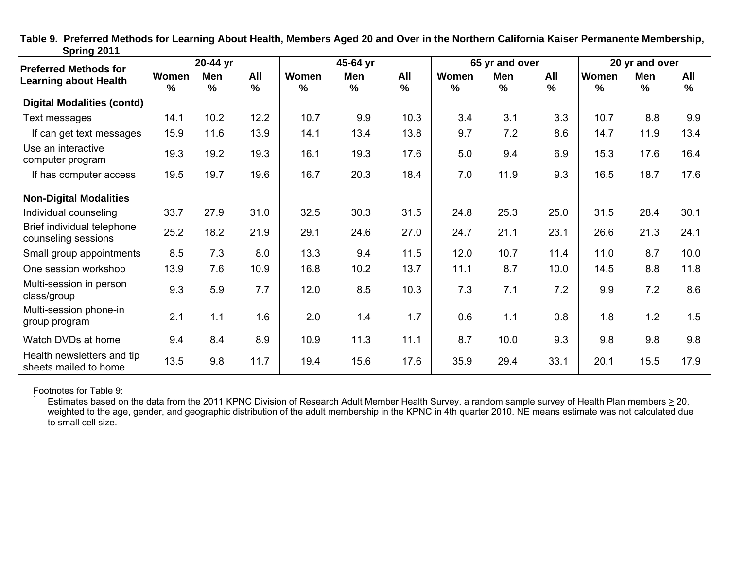**Table 9. Preferred Methods for Learning About Health, Members Aged 20 and Over in the Northern California Kaiser Permanente Membership, Spring 2011**

| Preferred Methods for Learning about Health | 20-44 yr | | | 45-64 yr | | | 65 yr and over | | | 20 yr and over | | |
|---|---|---|---|---|---|---|---|---|---|---|---|---|
| | Women % | Men % | All % | Women % | Men % | All % | Women % | Men % | All % | Women % | Men % | All % |
| **Digital Modalities (contd)** | | | | | | | | | | | | |
| Text messages | 14.1 | 10.2 | 12.2 | 10.7 | 9.9 | 10.3 | 3.4 | 3.1 | 3.3 | 10.7 | 8.8 | 9.9 |
| If can get text messages | 15.9 | 11.6 | 13.9 | 14.1 | 13.4 | 13.8 | 9.7 | 7.2 | 8.6 | 14.7 | 11.9 | 13.4 |
| Use an interactive computer program | 19.3 | 19.2 | 19.3 | 16.1 | 19.3 | 17.6 | 5.0 | 9.4 | 6.9 | 15.3 | 17.6 | 16.4 |
| If has computer access | 19.5 | 19.7 | 19.6 | 16.7 | 20.3 | 18.4 | 7.0 | 11.9 | 9.3 | 16.5 | 18.7 | 17.6 |
| **Non-Digital Modalities** | | | | | | | | | | | | |
| Individual counseling | 33.7 | 27.9 | 31.0 | 32.5 | 30.3 | 31.5 | 24.8 | 25.3 | 25.0 | 31.5 | 28.4 | 30.1 |
| Brief individual telephone counseling sessions | 25.2 | 18.2 | 21.9 | 29.1 | 24.6 | 27.0 | 24.7 | 21.1 | 23.1 | 26.6 | 21.3 | 24.1 |
| Small group appointments | 8.5 | 7.3 | 8.0 | 13.3 | 9.4 | 11.5 | 12.0 | 10.7 | 11.4 | 11.0 | 8.7 | 10.0 |
| One session workshop | 13.9 | 7.6 | 10.9 | 16.8 | 10.2 | 13.7 | 11.1 | 8.7 | 10.0 | 14.5 | 8.8 | 11.8 |
| Multi-session in person class/group | 9.3 | 5.9 | 7.7 | 12.0 | 8.5 | 10.3 | 7.3 | 7.1 | 7.2 | 9.9 | 7.2 | 8.6 |
| Multi-session phone-in group program | 2.1 | 1.1 | 1.6 | 2.0 | 1.4 | 1.7 | 0.6 | 1.1 | 0.8 | 1.8 | 1.2 | 1.5 |
| Watch DVDs at home | 9.4 | 8.4 | 8.9 | 10.9 | 11.3 | 11.1 | 8.7 | 10.0 | 9.3 | 9.8 | 9.8 | 9.8 |
| Health newsletters and tip sheets mailed to home | 13.5 | 9.8 | 11.7 | 19.4 | 15.6 | 17.6 | 35.9 | 29.4 | 33.1 | 20.1 | 15.5 | 17.9 |

Footnotes for Table 9:

[1] Estimates based on the data from the 2011 KPNC Division of Research Adult Member Health Survey, a random sample survey of Health Plan members ≥ 20, weighted to the age, gender, and geographic distribution of the adult membership in the KPNC in 4th quarter 2010. NE means estimate was not calculated due to small cell size.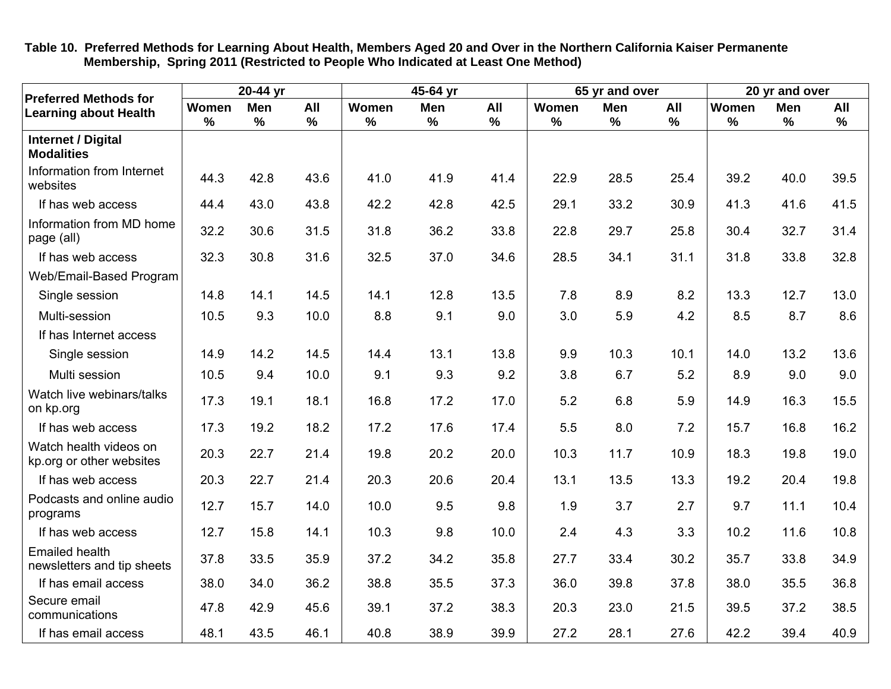**Table 10. Preferred Methods for Learning About Health, Members Aged 20 and Over in the Northern California Kaiser Permanente Membership, Spring 2011 (Restricted to People Who Indicated at Least One Method)**

| Preferred Methods for Learning about Health | 20-44 yr | | | 45-64 yr | | | 65 yr and over | | | 20 yr and over | | |
|---|---|---|---|---|---|---|---|---|---|---|---|---|
| | Women % | Men % | All % | Women % | Men % | All % | Women % | Men % | All % | Women % | Men % | All % |
| **Internet / Digital Modalities** | | | | | | | | | | | | |
| Information from Internet websites | 44.3 | 42.8 | 43.6 | 41.0 | 41.9 | 41.4 | 22.9 | 28.5 | 25.4 | 39.2 | 40.0 | 39.5 |
| If has web access | 44.4 | 43.0 | 43.8 | 42.2 | 42.8 | 42.5 | 29.1 | 33.2 | 30.9 | 41.3 | 41.6 | 41.5 |
| Information from MD home page (all) | 32.2 | 30.6 | 31.5 | 31.8 | 36.2 | 33.8 | 22.8 | 29.7 | 25.8 | 30.4 | 32.7 | 31.4 |
| If has web access | 32.3 | 30.8 | 31.6 | 32.5 | 37.0 | 34.6 | 28.5 | 34.1 | 31.1 | 31.8 | 33.8 | 32.8 |
| Web/Email-Based Program | | | | | | | | | | | | |
| Single session | 14.8 | 14.1 | 14.5 | 14.1 | 12.8 | 13.5 | 7.8 | 8.9 | 8.2 | 13.3 | 12.7 | 13.0 |
| Multi-session | 10.5 | 9.3 | 10.0 | 8.8 | 9.1 | 9.0 | 3.0 | 5.9 | 4.2 | 8.5 | 8.7 | 8.6 |
| If has Internet access | | | | | | | | | | | | |
| Single session | 14.9 | 14.2 | 14.5 | 14.4 | 13.1 | 13.8 | 9.9 | 10.3 | 10.1 | 14.0 | 13.2 | 13.6 |
| Multi session | 10.5 | 9.4 | 10.0 | 9.1 | 9.3 | 9.2 | 3.8 | 6.7 | 5.2 | 8.9 | 9.0 | 9.0 |
| Watch live webinars/talks on kp.org | 17.3 | 19.1 | 18.1 | 16.8 | 17.2 | 17.0 | 5.2 | 6.8 | 5.9 | 14.9 | 16.3 | 15.5 |
| If has web access | 17.3 | 19.2 | 18.2 | 17.2 | 17.6 | 17.4 | 5.5 | 8.0 | 7.2 | 15.7 | 16.8 | 16.2 |
| Watch health videos on kp.org or other websites | 20.3 | 22.7 | 21.4 | 19.8 | 20.2 | 20.0 | 10.3 | 11.7 | 10.9 | 18.3 | 19.8 | 19.0 |
| If has web access | 20.3 | 22.7 | 21.4 | 20.3 | 20.6 | 20.4 | 13.1 | 13.5 | 13.3 | 19.2 | 20.4 | 19.8 |
| Podcasts and online audio programs | 12.7 | 15.7 | 14.0 | 10.0 | 9.5 | 9.8 | 1.9 | 3.7 | 2.7 | 9.7 | 11.1 | 10.4 |
| If has web access | 12.7 | 15.8 | 14.1 | 10.3 | 9.8 | 10.0 | 2.4 | 4.3 | 3.3 | 10.2 | 11.6 | 10.8 |
| Emailed health newsletters and tip sheets | 37.8 | 33.5 | 35.9 | 37.2 | 34.2 | 35.8 | 27.7 | 33.4 | 30.2 | 35.7 | 33.8 | 34.9 |
| If has email access | 38.0 | 34.0 | 36.2 | 38.8 | 35.5 | 37.3 | 36.0 | 39.8 | 37.8 | 38.0 | 35.5 | 36.8 |
| Secure email communications | 47.8 | 42.9 | 45.6 | 39.1 | 37.2 | 38.3 | 20.3 | 23.0 | 21.5 | 39.5 | 37.2 | 38.5 |
| If has email access | 48.1 | 43.5 | 46.1 | 40.8 | 38.9 | 39.9 | 27.2 | 28.1 | 27.6 | 42.2 | 39.4 | 40.9 |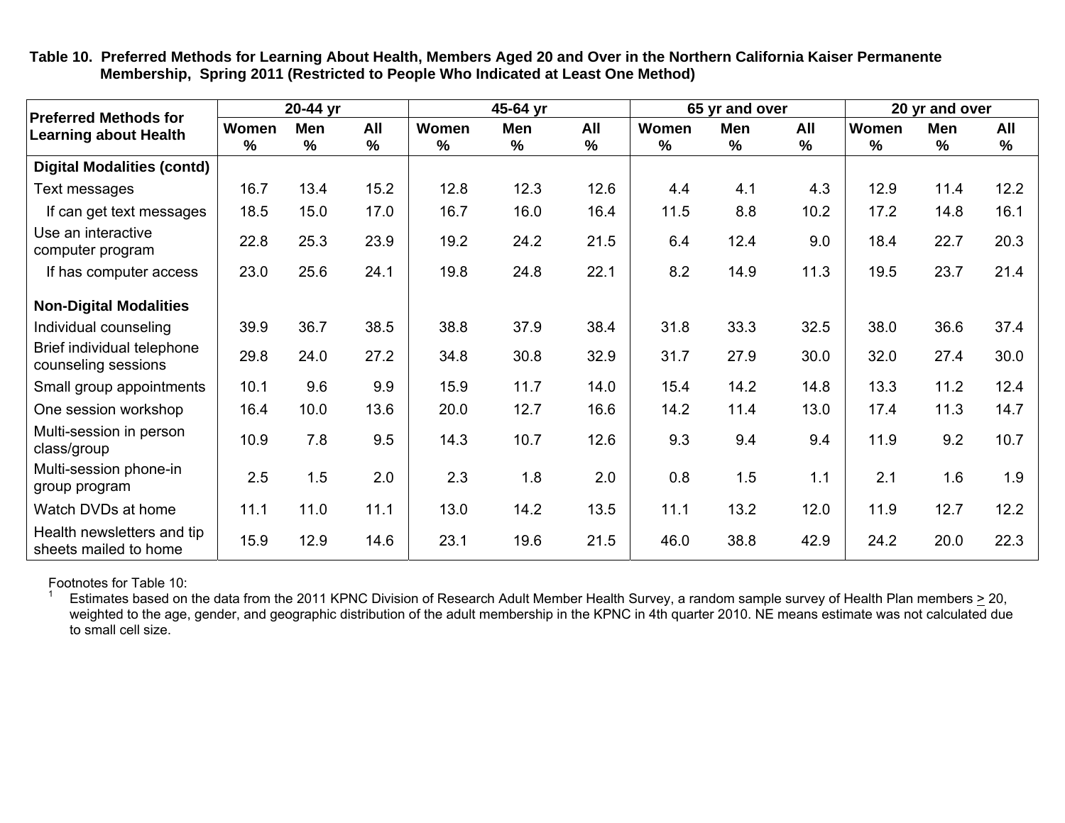**Table 10. Preferred Methods for Learning About Health, Members Aged 20 and Over in the Northern California Kaiser Permanente Membership, Spring 2011 (Restricted to People Who Indicated at Least One Method)**

| Preferred Methods for Learning about Health | 20-44 yr | | | 45-64 yr | | | 65 yr and over | | | 20 yr and over | | |
|---|---|---|---|---|---|---|---|---|---|---|---|---|
| | Women % | Men % | All % | Women % | Men % | All % | Women % | Men % | All % | Women % | Men % | All % |
| **Digital Modalities (contd)** | | | | | | | | | | | | |
| Text messages | 16.7 | 13.4 | 15.2 | 12.8 | 12.3 | 12.6 | 4.4 | 4.1 | 4.3 | 12.9 | 11.4 | 12.2 |
| If can get text messages | 18.5 | 15.0 | 17.0 | 16.7 | 16.0 | 16.4 | 11.5 | 8.8 | 10.2 | 17.2 | 14.8 | 16.1 |
| Use an interactive computer program | 22.8 | 25.3 | 23.9 | 19.2 | 24.2 | 21.5 | 6.4 | 12.4 | 9.0 | 18.4 | 22.7 | 20.3 |
| If has computer access | 23.0 | 25.6 | 24.1 | 19.8 | 24.8 | 22.1 | 8.2 | 14.9 | 11.3 | 19.5 | 23.7 | 21.4 |
| **Non-Digital Modalities** | | | | | | | | | | | | |
| Individual counseling | 39.9 | 36.7 | 38.5 | 38.8 | 37.9 | 38.4 | 31.8 | 33.3 | 32.5 | 38.0 | 36.6 | 37.4 |
| Brief individual telephone counseling sessions | 29.8 | 24.0 | 27.2 | 34.8 | 30.8 | 32.9 | 31.7 | 27.9 | 30.0 | 32.0 | 27.4 | 30.0 |
| Small group appointments | 10.1 | 9.6 | 9.9 | 15.9 | 11.7 | 14.0 | 15.4 | 14.2 | 14.8 | 13.3 | 11.2 | 12.4 |
| One session workshop | 16.4 | 10.0 | 13.6 | 20.0 | 12.7 | 16.6 | 14.2 | 11.4 | 13.0 | 17.4 | 11.3 | 14.7 |
| Multi-session in person class/group | 10.9 | 7.8 | 9.5 | 14.3 | 10.7 | 12.6 | 9.3 | 9.4 | 9.4 | 11.9 | 9.2 | 10.7 |
| Multi-session phone-in group program | 2.5 | 1.5 | 2.0 | 2.3 | 1.8 | 2.0 | 0.8 | 1.5 | 1.1 | 2.1 | 1.6 | 1.9 |
| Watch DVDs at home | 11.1 | 11.0 | 11.1 | 13.0 | 14.2 | 13.5 | 11.1 | 13.2 | 12.0 | 11.9 | 12.7 | 12.2 |
| Health newsletters and tip sheets mailed to home | 15.9 | 12.9 | 14.6 | 23.1 | 19.6 | 21.5 | 46.0 | 38.8 | 42.9 | 24.2 | 20.0 | 22.3 |

Footnotes for Table 10:

[1] Estimates based on the data from the 2011 KPNC Division of Research Adult Member Health Survey, a random sample survey of Health Plan members ≥ 20, weighted to the age, gender, and geographic distribution of the adult membership in the KPNC in 4th quarter 2010. NE means estimate was not calculated due to small cell size.